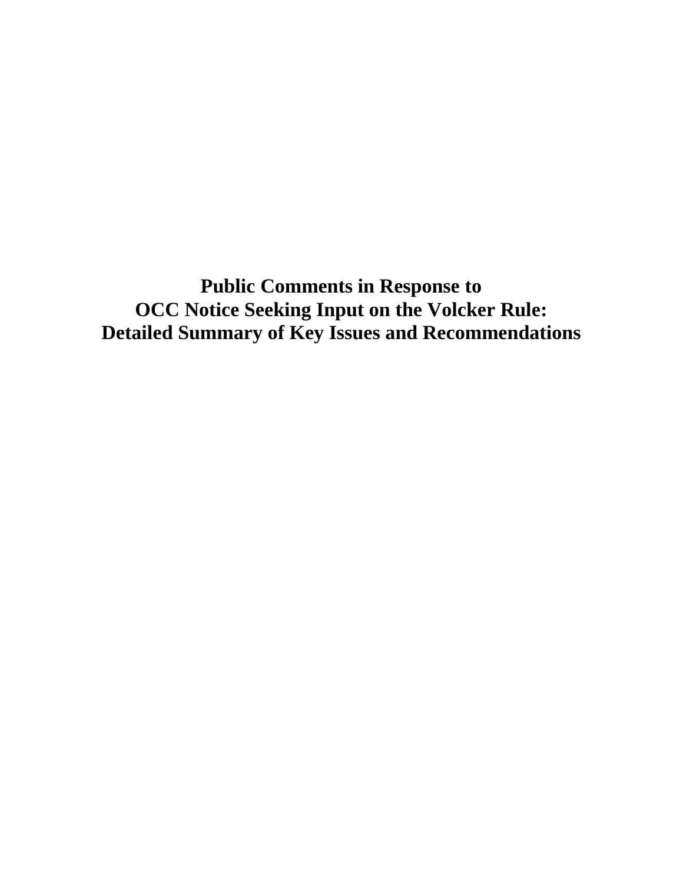# Public Comments in Response to OCC Notice Seeking Input on the Volcker Rule: Detailed Summary of Key Issues and Recommendations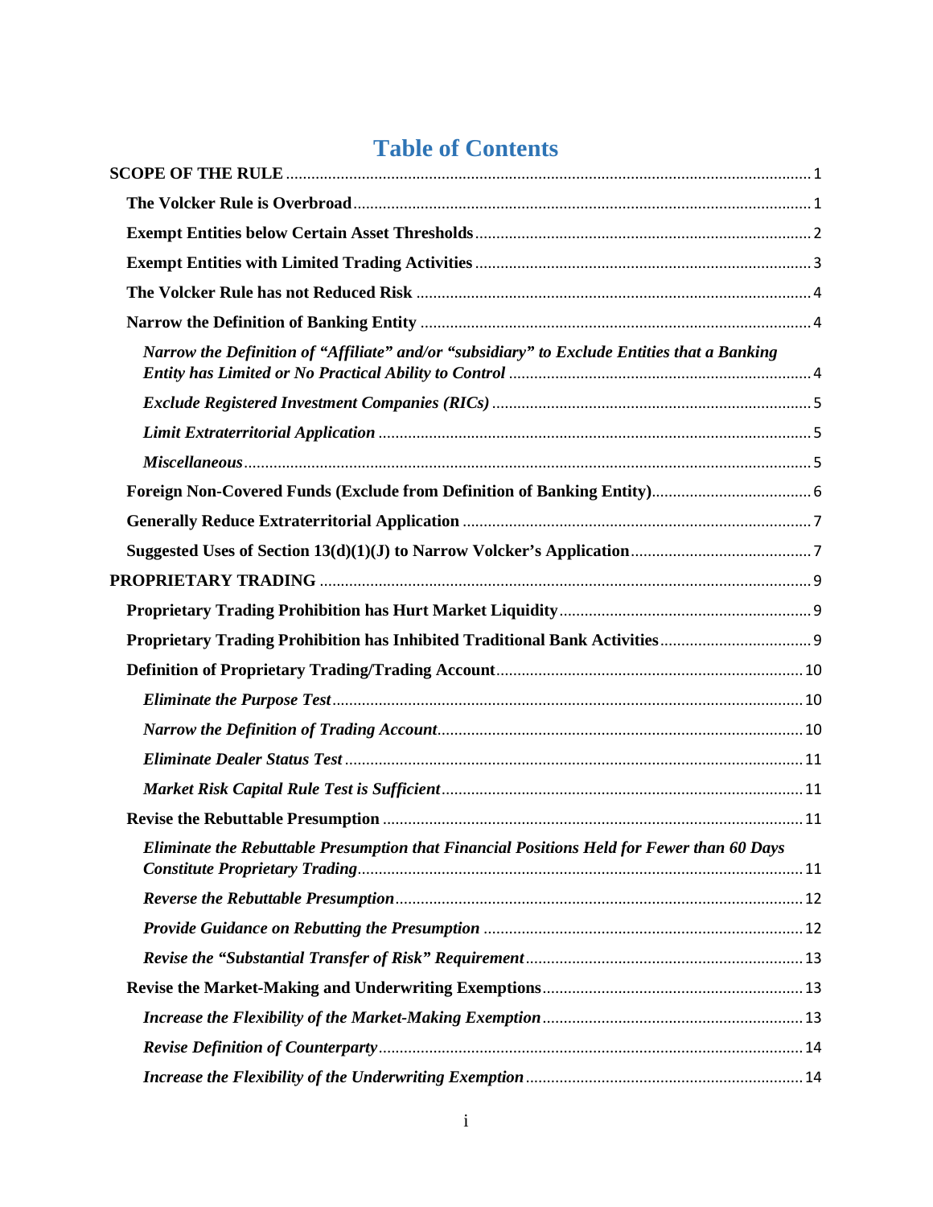# Table of Contents

**SCOPE OF THE RULE** .......... 1

**The Volcker Rule is Overbroad** .......... 1

**Exempt Entities below Certain Asset Thresholds** .......... 2

**Exempt Entities with Limited Trading Activities** .......... 3

**The Volcker Rule has not Reduced Risk** .......... 4

**Narrow the Definition of Banking Entity** .......... 4

*Narrow the Definition of "Affiliate" and/or "subsidiary" to Exclude Entities that a Banking Entity has Limited or No Practical Ability to Control* .......... 4

*Exclude Registered Investment Companies (RICs)* .......... 5

*Limit Extraterritorial Application* .......... 5

*Miscellaneous* .......... 5

**Foreign Non-Covered Funds (Exclude from Definition of Banking Entity)** .......... 6

**Generally Reduce Extraterritorial Application** .......... 7

**Suggested Uses of Section 13(d)(1)(J) to Narrow Volcker's Application** .......... 7

**PROPRIETARY TRADING** .......... 9

**Proprietary Trading Prohibition has Hurt Market Liquidity** .......... 9

**Proprietary Trading Prohibition has Inhibited Traditional Bank Activities** .......... 9

**Definition of Proprietary Trading/Trading Account** .......... 10

*Eliminate the Purpose Test* .......... 10

*Narrow the Definition of Trading Account* .......... 10

*Eliminate Dealer Status Test* .......... 11

*Market Risk Capital Rule Test is Sufficient* .......... 11

**Revise the Rebuttable Presumption** .......... 11

*Eliminate the Rebuttable Presumption that Financial Positions Held for Fewer than 60 Days Constitute Proprietary Trading* .......... 11

*Reverse the Rebuttable Presumption* .......... 12

*Provide Guidance on Rebutting the Presumption* .......... 12

*Revise the "Substantial Transfer of Risk" Requirement* .......... 13

**Revise the Market-Making and Underwriting Exemptions** .......... 13

*Increase the Flexibility of the Market-Making Exemption* .......... 13

*Revise Definition of Counterparty* .......... 14

*Increase the Flexibility of the Underwriting Exemption* .......... 14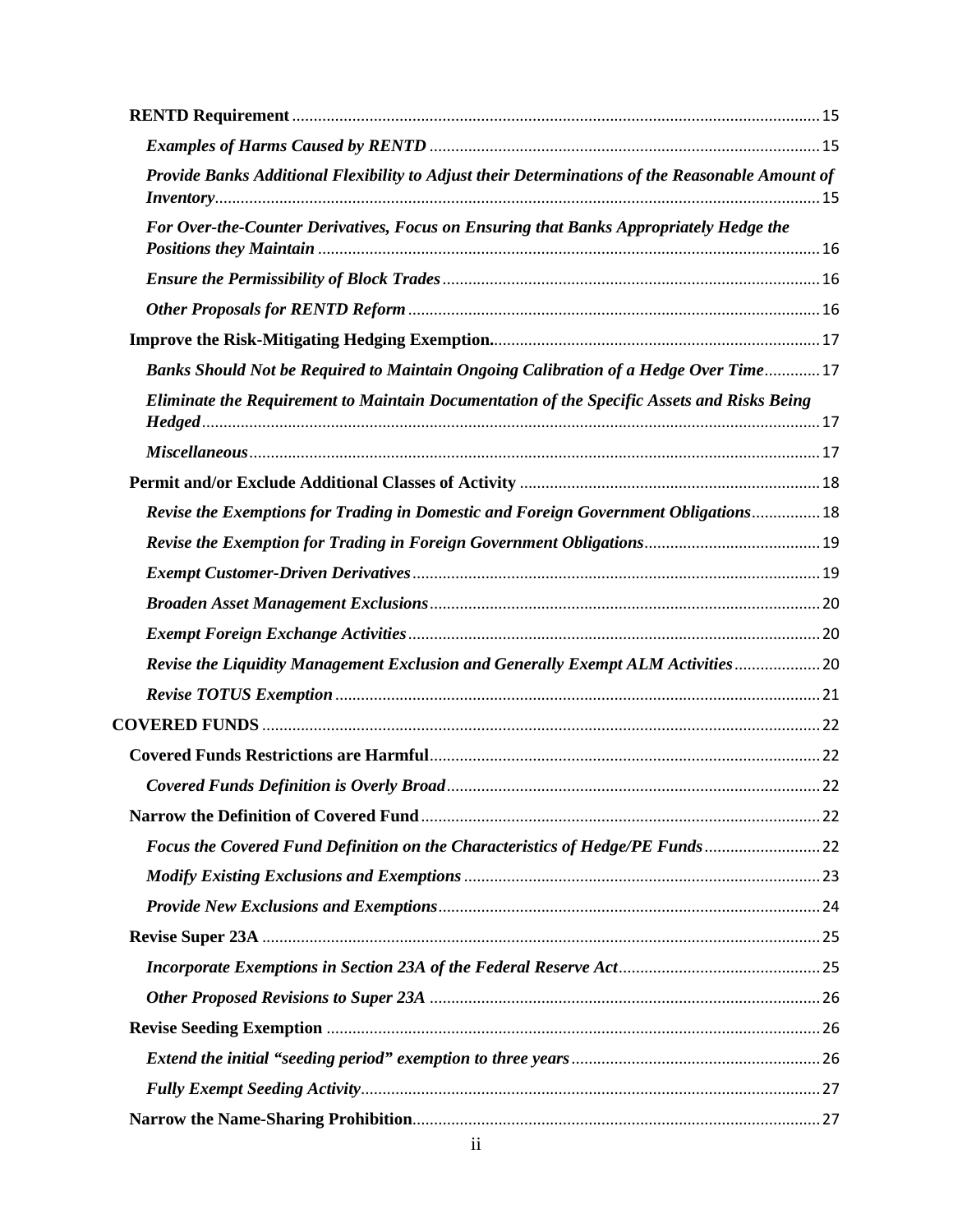**RENTD Requirement** .......... 15

***Examples of Harms Caused by RENTD*** .......... 15

***Provide Banks Additional Flexibility to Adjust their Determinations of the Reasonable Amount of Inventory*** .......... 15

***For Over-the-Counter Derivatives, Focus on Ensuring that Banks Appropriately Hedge the Positions they Maintain*** .......... 16

***Ensure the Permissibility of Block Trades*** .......... 16

***Other Proposals for RENTD Reform*** .......... 16

**Improve the Risk-Mitigating Hedging Exemption.** .......... 17

***Banks Should Not be Required to Maintain Ongoing Calibration of a Hedge Over Time*** .......... 17

***Eliminate the Requirement to Maintain Documentation of the Specific Assets and Risks Being Hedged*** .......... 17

***Miscellaneous*** .......... 17

**Permit and/or Exclude Additional Classes of Activity** .......... 18

***Revise the Exemptions for Trading in Domestic and Foreign Government Obligations*** .......... 18

***Revise the Exemption for Trading in Foreign Government Obligations*** .......... 19

***Exempt Customer-Driven Derivatives*** .......... 19

***Broaden Asset Management Exclusions*** .......... 20

***Exempt Foreign Exchange Activities*** .......... 20

***Revise the Liquidity Management Exclusion and Generally Exempt ALM Activities*** .......... 20

***Revise TOTUS Exemption*** .......... 21

**COVERED FUNDS** .......... 22

**Covered Funds Restrictions are Harmful** .......... 22

***Covered Funds Definition is Overly Broad*** .......... 22

**Narrow the Definition of Covered Fund** .......... 22

***Focus the Covered Fund Definition on the Characteristics of Hedge/PE Funds*** .......... 22

***Modify Existing Exclusions and Exemptions*** .......... 23

***Provide New Exclusions and Exemptions*** .......... 24

**Revise Super 23A** .......... 25

***Incorporate Exemptions in Section 23A of the Federal Reserve Act*** .......... 25

***Other Proposed Revisions to Super 23A*** .......... 26

**Revise Seeding Exemption** .......... 26

***Extend the initial "seeding period" exemption to three years*** .......... 26

***Fully Exempt Seeding Activity*** .......... 27

**Narrow the Name-Sharing Prohibition** .......... 27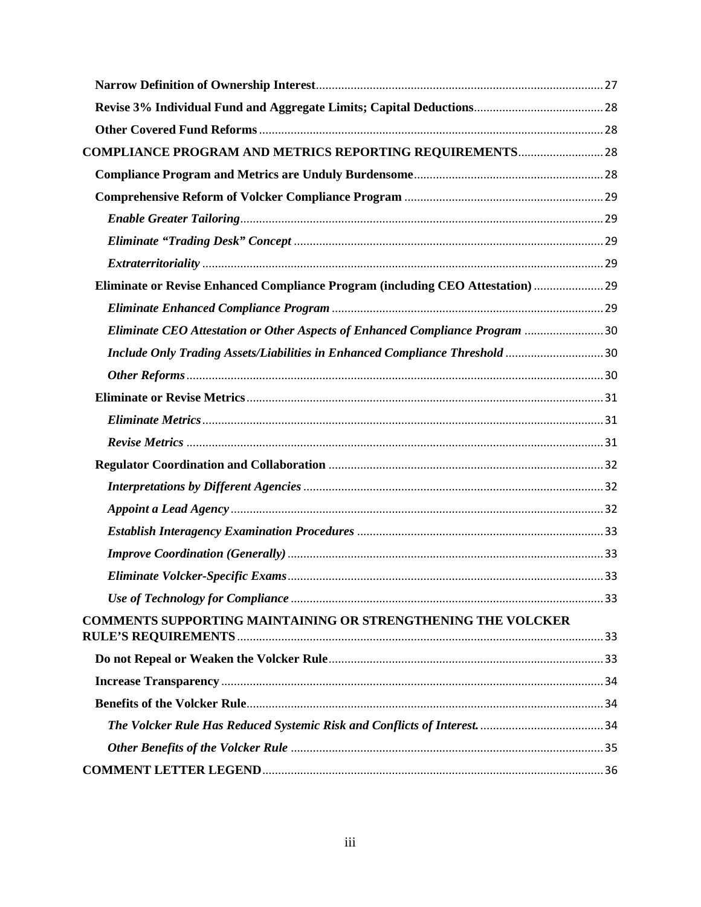**Narrow Definition of Ownership Interest** 27

**Revise 3% Individual Fund and Aggregate Limits; Capital Deductions** 28

**Other Covered Fund Reforms** 28

**COMPLIANCE PROGRAM AND METRICS REPORTING REQUIREMENTS** 28

**Compliance Program and Metrics are Unduly Burdensome** 28

**Comprehensive Reform of Volcker Compliance Program** 29

***Enable Greater Tailoring*** 29

***Eliminate "Trading Desk" Concept*** 29

***Extraterritoriality*** 29

**Eliminate or Revise Enhanced Compliance Program (including CEO Attestation)** 29

***Eliminate Enhanced Compliance Program*** 29

***Eliminate CEO Attestation or Other Aspects of Enhanced Compliance Program*** 30

***Include Only Trading Assets/Liabilities in Enhanced Compliance Threshold*** 30

***Other Reforms*** 30

**Eliminate or Revise Metrics** 31

***Eliminate Metrics*** 31

***Revise Metrics*** 31

**Regulator Coordination and Collaboration** 32

***Interpretations by Different Agencies*** 32

***Appoint a Lead Agency*** 32

***Establish Interagency Examination Procedures*** 33

***Improve Coordination (Generally)*** 33

***Eliminate Volcker-Specific Exams*** 33

***Use of Technology for Compliance*** 33

**COMMENTS SUPPORTING MAINTAINING OR STRENGTHENING THE VOLCKER RULE'S REQUIREMENTS** 33

**Do not Repeal or Weaken the Volcker Rule** 33

**Increase Transparency** 34

**Benefits of the Volcker Rule** 34

***The Volcker Rule Has Reduced Systemic Risk and Conflicts of Interest.*** 34

***Other Benefits of the Volcker Rule*** 35

**COMMENT LETTER LEGEND** 36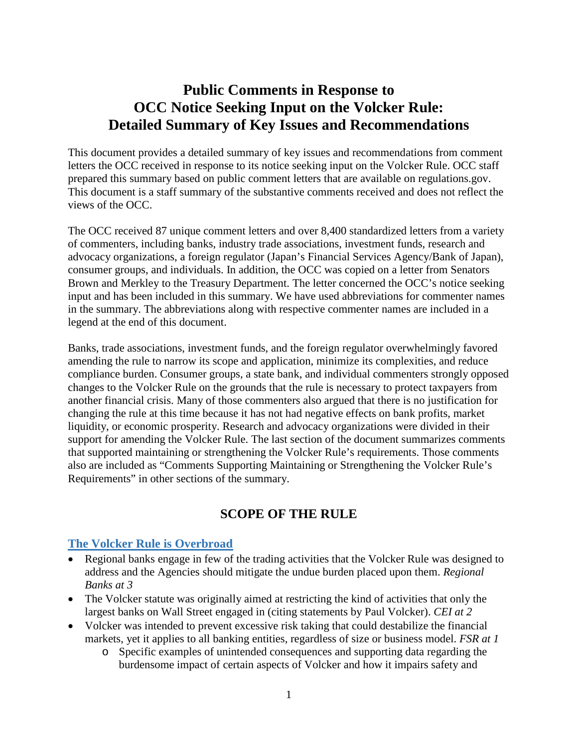# Public Comments in Response to OCC Notice Seeking Input on the Volcker Rule: Detailed Summary of Key Issues and Recommendations

This document provides a detailed summary of key issues and recommendations from comment letters the OCC received in response to its notice seeking input on the Volcker Rule. OCC staff prepared this summary based on public comment letters that are available on regulations.gov. This document is a staff summary of the substantive comments received and does not reflect the views of the OCC.

The OCC received 87 unique comment letters and over 8,400 standardized letters from a variety of commenters, including banks, industry trade associations, investment funds, research and advocacy organizations, a foreign regulator (Japan's Financial Services Agency/Bank of Japan), consumer groups, and individuals. In addition, the OCC was copied on a letter from Senators Brown and Merkley to the Treasury Department. The letter concerned the OCC's notice seeking input and has been included in this summary. We have used abbreviations for commenter names in the summary. The abbreviations along with respective commenter names are included in a legend at the end of this document.

Banks, trade associations, investment funds, and the foreign regulator overwhelmingly favored amending the rule to narrow its scope and application, minimize its complexities, and reduce compliance burden. Consumer groups, a state bank, and individual commenters strongly opposed changes to the Volcker Rule on the grounds that the rule is necessary to protect taxpayers from another financial crisis. Many of those commenters also argued that there is no justification for changing the rule at this time because it has not had negative effects on bank profits, market liquidity, or economic prosperity. Research and advocacy organizations were divided in their support for amending the Volcker Rule. The last section of the document summarizes comments that supported maintaining or strengthening the Volcker Rule's requirements. Those comments also are included as "Comments Supporting Maintaining or Strengthening the Volcker Rule's Requirements" in other sections of the summary.

## SCOPE OF THE RULE

### The Volcker Rule is Overbroad

- Regional banks engage in few of the trading activities that the Volcker Rule was designed to address and the Agencies should mitigate the undue burden placed upon them. *Regional Banks at 3*
- The Volcker statute was originally aimed at restricting the kind of activities that only the largest banks on Wall Street engaged in (citing statements by Paul Volcker). *CEI at 2*
- Volcker was intended to prevent excessive risk taking that could destabilize the financial markets, yet it applies to all banking entities, regardless of size or business model. *FSR at 1*
  - Specific examples of unintended consequences and supporting data regarding the burdensome impact of certain aspects of Volcker and how it impairs safety and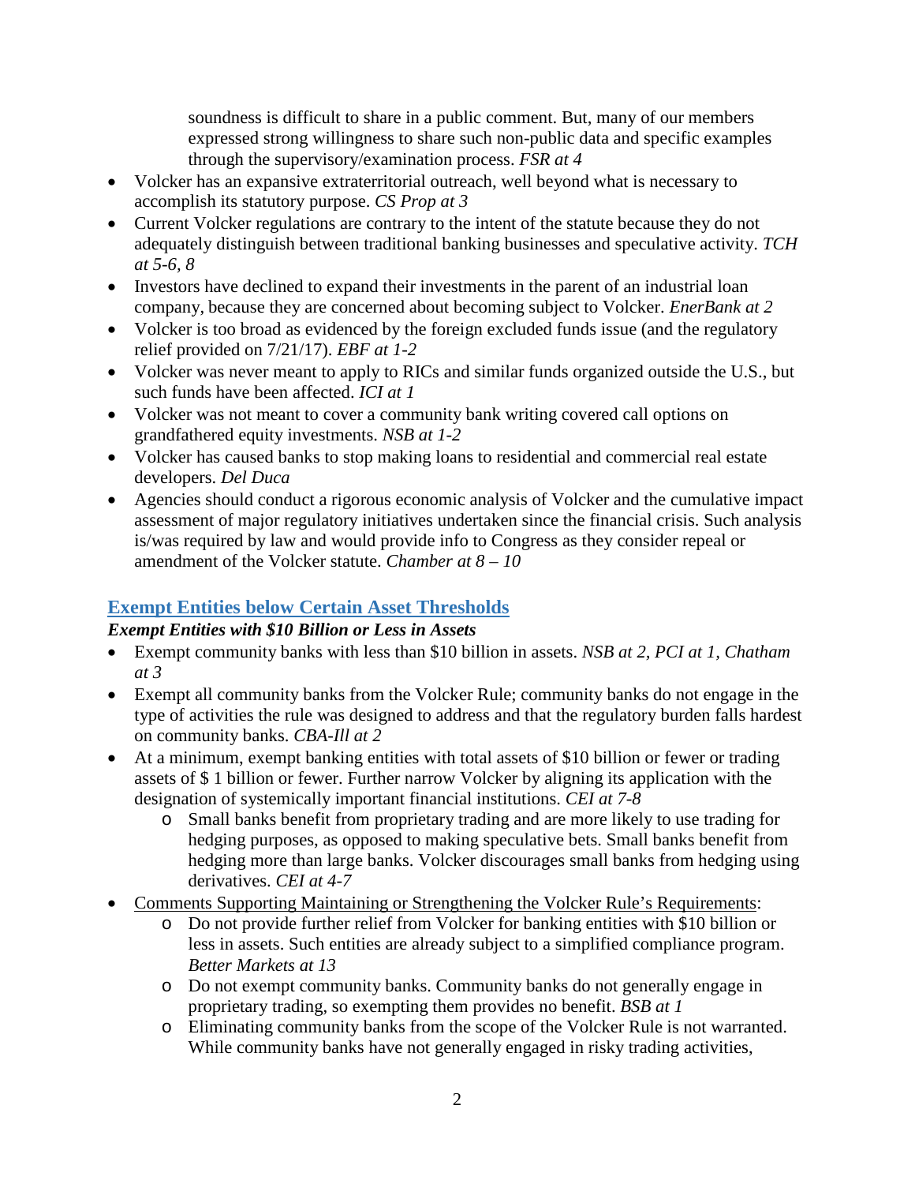soundness is difficult to share in a public comment. But, many of our members expressed strong willingness to share such non-public data and specific examples through the supervisory/examination process. *FSR at 4*

- Volcker has an expansive extraterritorial outreach, well beyond what is necessary to accomplish its statutory purpose. *CS Prop at 3*
- Current Volcker regulations are contrary to the intent of the statute because they do not adequately distinguish between traditional banking businesses and speculative activity. *TCH at 5-6, 8*
- Investors have declined to expand their investments in the parent of an industrial loan company, because they are concerned about becoming subject to Volcker. *EnerBank at 2*
- Volcker is too broad as evidenced by the foreign excluded funds issue (and the regulatory relief provided on 7/21/17). *EBF at 1-2*
- Volcker was never meant to apply to RICs and similar funds organized outside the U.S., but such funds have been affected. *ICI at 1*
- Volcker was not meant to cover a community bank writing covered call options on grandfathered equity investments. *NSB at 1-2*
- Volcker has caused banks to stop making loans to residential and commercial real estate developers. *Del Duca*
- Agencies should conduct a rigorous economic analysis of Volcker and the cumulative impact assessment of major regulatory initiatives undertaken since the financial crisis. Such analysis is/was required by law and would provide info to Congress as they consider repeal or amendment of the Volcker statute. *Chamber at 8 – 10*

## Exempt Entities below Certain Asset Thresholds

### *Exempt Entities with $10 Billion or Less in Assets*

- Exempt community banks with less than $10 billion in assets. *NSB at 2, PCI at 1, Chatham at 3*
- Exempt all community banks from the Volcker Rule; community banks do not engage in the type of activities the rule was designed to address and that the regulatory burden falls hardest on community banks. *CBA-Ill at 2*
- At a minimum, exempt banking entities with total assets of $10 billion or fewer or trading assets of $ 1 billion or fewer. Further narrow Volcker by aligning its application with the designation of systemically important financial institutions. *CEI at 7-8*
    - Small banks benefit from proprietary trading and are more likely to use trading for hedging purposes, as opposed to making speculative bets. Small banks benefit from hedging more than large banks. Volcker discourages small banks from hedging using derivatives. *CEI at 4-7*
- Comments Supporting Maintaining or Strengthening the Volcker Rule's Requirements:
    - Do not provide further relief from Volcker for banking entities with $10 billion or less in assets. Such entities are already subject to a simplified compliance program. *Better Markets at 13*
    - Do not exempt community banks. Community banks do not generally engage in proprietary trading, so exempting them provides no benefit. *BSB at 1*
    - Eliminating community banks from the scope of the Volcker Rule is not warranted. While community banks have not generally engaged in risky trading activities,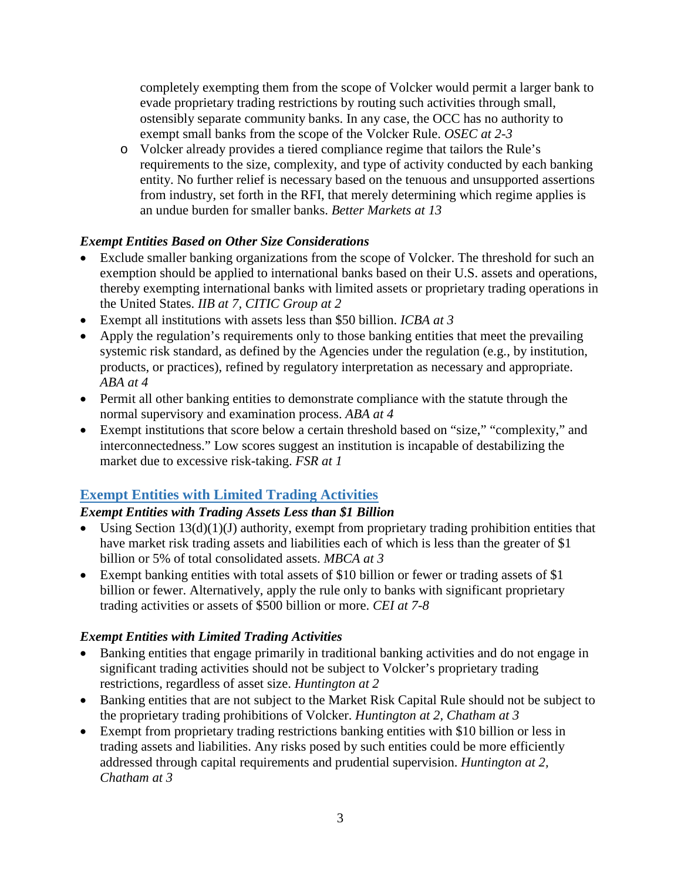completely exempting them from the scope of Volcker would permit a larger bank to evade proprietary trading restrictions by routing such activities through small, ostensibly separate community banks. In any case, the OCC has no authority to exempt small banks from the scope of the Volcker Rule. *OSEC at 2-3*
  - Volcker already provides a tiered compliance regime that tailors the Rule's requirements to the size, complexity, and type of activity conducted by each banking entity. No further relief is necessary based on the tenuous and unsupported assertions from industry, set forth in the RFI, that merely determining which regime applies is an undue burden for smaller banks. *Better Markets at 13*

### *Exempt Entities Based on Other Size Considerations*

- Exclude smaller banking organizations from the scope of Volcker. The threshold for such an exemption should be applied to international banks based on their U.S. assets and operations, thereby exempting international banks with limited assets or proprietary trading operations in the United States. *IIB at 7, CITIC Group at 2*
- Exempt all institutions with assets less than $50 billion. *ICBA at 3*
- Apply the regulation's requirements only to those banking entities that meet the prevailing systemic risk standard, as defined by the Agencies under the regulation (e.g., by institution, products, or practices), refined by regulatory interpretation as necessary and appropriate. *ABA at 4*
- Permit all other banking entities to demonstrate compliance with the statute through the normal supervisory and examination process. *ABA at 4*
- Exempt institutions that score below a certain threshold based on "size," "complexity," and interconnectedness." Low scores suggest an institution is incapable of destabilizing the market due to excessive risk-taking. *FSR at 1*

## Exempt Entities with Limited Trading Activities

### *Exempt Entities with Trading Assets Less than $1 Billion*

- Using Section 13(d)(1)(J) authority, exempt from proprietary trading prohibition entities that have market risk trading assets and liabilities each of which is less than the greater of $1 billion or 5% of total consolidated assets. *MBCA at 3*
- Exempt banking entities with total assets of $10 billion or fewer or trading assets of $1 billion or fewer. Alternatively, apply the rule only to banks with significant proprietary trading activities or assets of $500 billion or more. *CEI at 7-8*

### *Exempt Entities with Limited Trading Activities*

- Banking entities that engage primarily in traditional banking activities and do not engage in significant trading activities should not be subject to Volcker's proprietary trading restrictions, regardless of asset size. *Huntington at 2*
- Banking entities that are not subject to the Market Risk Capital Rule should not be subject to the proprietary trading prohibitions of Volcker. *Huntington at 2, Chatham at 3*
- Exempt from proprietary trading restrictions banking entities with $10 billion or less in trading assets and liabilities. Any risks posed by such entities could be more efficiently addressed through capital requirements and prudential supervision. *Huntington at 2, Chatham at 3*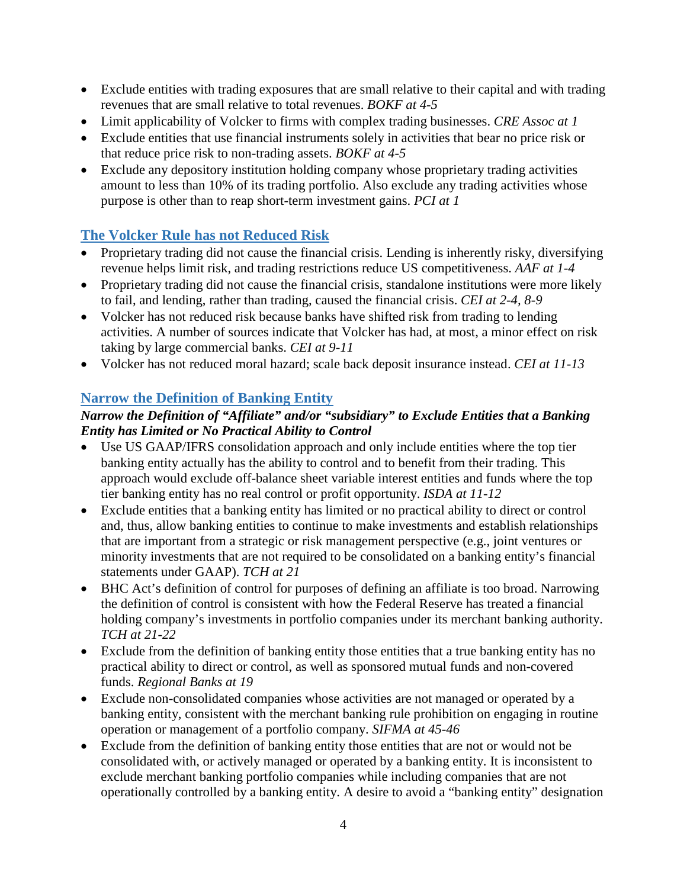- Exclude entities with trading exposures that are small relative to their capital and with trading revenues that are small relative to total revenues. *BOKF at 4-5*
- Limit applicability of Volcker to firms with complex trading businesses. *CRE Assoc at 1*
- Exclude entities that use financial instruments solely in activities that bear no price risk or that reduce price risk to non-trading assets. *BOKF at 4-5*
- Exclude any depository institution holding company whose proprietary trading activities amount to less than 10% of its trading portfolio. Also exclude any trading activities whose purpose is other than to reap short-term investment gains. *PCI at 1*

## The Volcker Rule has not Reduced Risk

- Proprietary trading did not cause the financial crisis. Lending is inherently risky, diversifying revenue helps limit risk, and trading restrictions reduce US competitiveness. *AAF at 1-4*
- Proprietary trading did not cause the financial crisis, standalone institutions were more likely to fail, and lending, rather than trading, caused the financial crisis. *CEI at 2-4, 8-9*
- Volcker has not reduced risk because banks have shifted risk from trading to lending activities. A number of sources indicate that Volcker has had, at most, a minor effect on risk taking by large commercial banks. *CEI at 9-11*
- Volcker has not reduced moral hazard; scale back deposit insurance instead. *CEI at 11-13*

## Narrow the Definition of Banking Entity

### *Narrow the Definition of "Affiliate" and/or "subsidiary" to Exclude Entities that a Banking Entity has Limited or No Practical Ability to Control*

- Use US GAAP/IFRS consolidation approach and only include entities where the top tier banking entity actually has the ability to control and to benefit from their trading. This approach would exclude off-balance sheet variable interest entities and funds where the top tier banking entity has no real control or profit opportunity. *ISDA at 11-12*
- Exclude entities that a banking entity has limited or no practical ability to direct or control and, thus, allow banking entities to continue to make investments and establish relationships that are important from a strategic or risk management perspective (e.g., joint ventures or minority investments that are not required to be consolidated on a banking entity's financial statements under GAAP). *TCH at 21*
- BHC Act's definition of control for purposes of defining an affiliate is too broad. Narrowing the definition of control is consistent with how the Federal Reserve has treated a financial holding company's investments in portfolio companies under its merchant banking authority. *TCH at 21-22*
- Exclude from the definition of banking entity those entities that a true banking entity has no practical ability to direct or control, as well as sponsored mutual funds and non-covered funds. *Regional Banks at 19*
- Exclude non-consolidated companies whose activities are not managed or operated by a banking entity, consistent with the merchant banking rule prohibition on engaging in routine operation or management of a portfolio company. *SIFMA at 45-46*
- Exclude from the definition of banking entity those entities that are not or would not be consolidated with, or actively managed or operated by a banking entity. It is inconsistent to exclude merchant banking portfolio companies while including companies that are not operationally controlled by a banking entity. A desire to avoid a "banking entity" designation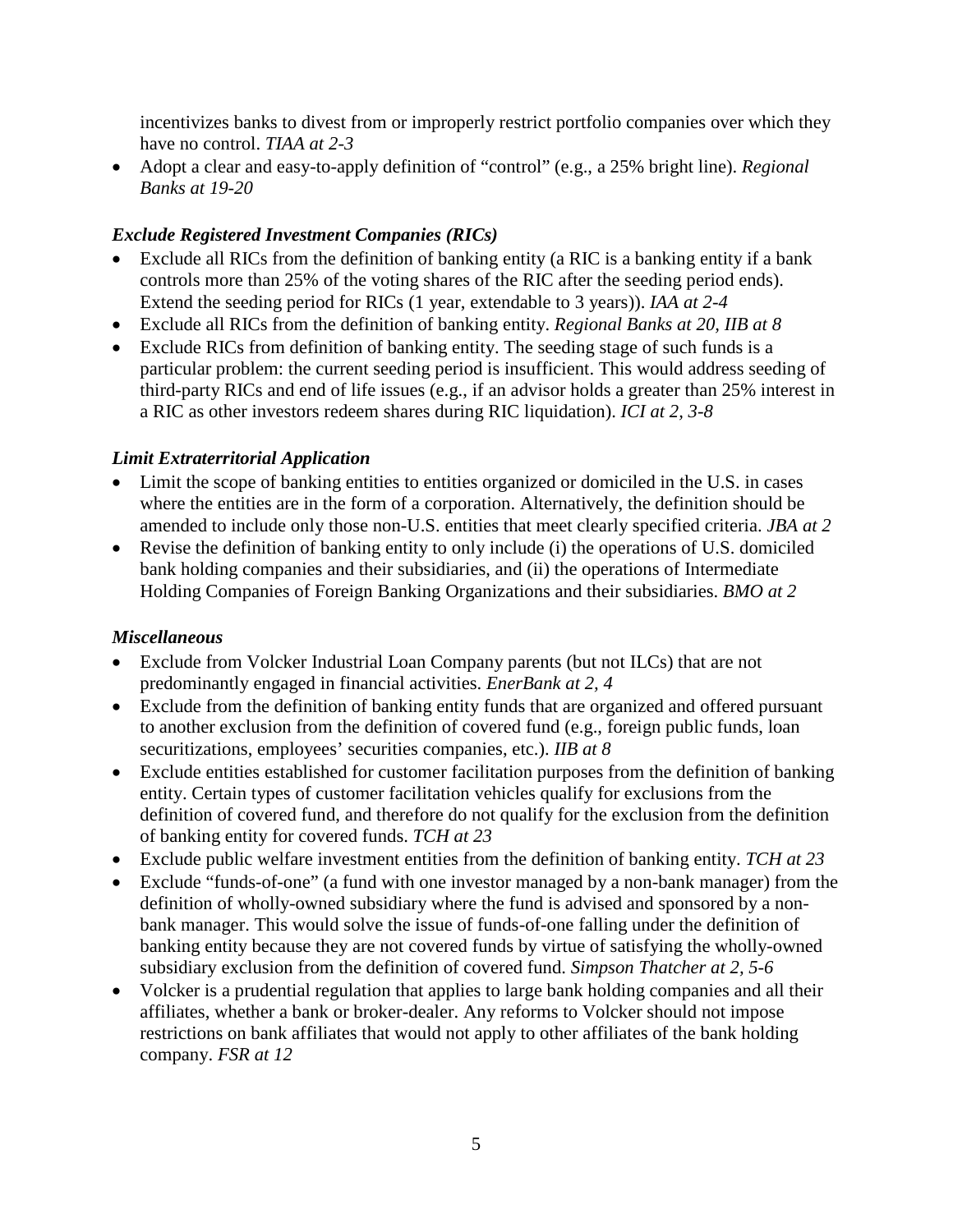incentivizes banks to divest from or improperly restrict portfolio companies over which they have no control. *TIAA at 2-3*

- Adopt a clear and easy-to-apply definition of "control" (e.g., a 25% bright line). *Regional Banks at 19-20*

### *Exclude Registered Investment Companies (RICs)*

- Exclude all RICs from the definition of banking entity (a RIC is a banking entity if a bank controls more than 25% of the voting shares of the RIC after the seeding period ends). Extend the seeding period for RICs (1 year, extendable to 3 years)). *IAA at 2-4*
- Exclude all RICs from the definition of banking entity. *Regional Banks at 20, IIB at 8*
- Exclude RICs from definition of banking entity. The seeding stage of such funds is a particular problem: the current seeding period is insufficient. This would address seeding of third-party RICs and end of life issues (e.g., if an advisor holds a greater than 25% interest in a RIC as other investors redeem shares during RIC liquidation). *ICI at 2, 3-8*

### *Limit Extraterritorial Application*

- Limit the scope of banking entities to entities organized or domiciled in the U.S. in cases where the entities are in the form of a corporation. Alternatively, the definition should be amended to include only those non-U.S. entities that meet clearly specified criteria. *JBA at 2*
- Revise the definition of banking entity to only include (i) the operations of U.S. domiciled bank holding companies and their subsidiaries, and (ii) the operations of Intermediate Holding Companies of Foreign Banking Organizations and their subsidiaries. *BMO at 2*

### *Miscellaneous*

- Exclude from Volcker Industrial Loan Company parents (but not ILCs) that are not predominantly engaged in financial activities. *EnerBank at 2, 4*
- Exclude from the definition of banking entity funds that are organized and offered pursuant to another exclusion from the definition of covered fund (e.g., foreign public funds, loan securitizations, employees' securities companies, etc.). *IIB at 8*
- Exclude entities established for customer facilitation purposes from the definition of banking entity. Certain types of customer facilitation vehicles qualify for exclusions from the definition of covered fund, and therefore do not qualify for the exclusion from the definition of banking entity for covered funds. *TCH at 23*
- Exclude public welfare investment entities from the definition of banking entity. *TCH at 23*
- Exclude "funds-of-one" (a fund with one investor managed by a non-bank manager) from the definition of wholly-owned subsidiary where the fund is advised and sponsored by a non-bank manager. This would solve the issue of funds-of-one falling under the definition of banking entity because they are not covered funds by virtue of satisfying the wholly-owned subsidiary exclusion from the definition of covered fund. *Simpson Thatcher at 2, 5-6*
- Volcker is a prudential regulation that applies to large bank holding companies and all their affiliates, whether a bank or broker-dealer. Any reforms to Volcker should not impose restrictions on bank affiliates that would not apply to other affiliates of the bank holding company. *FSR at 12*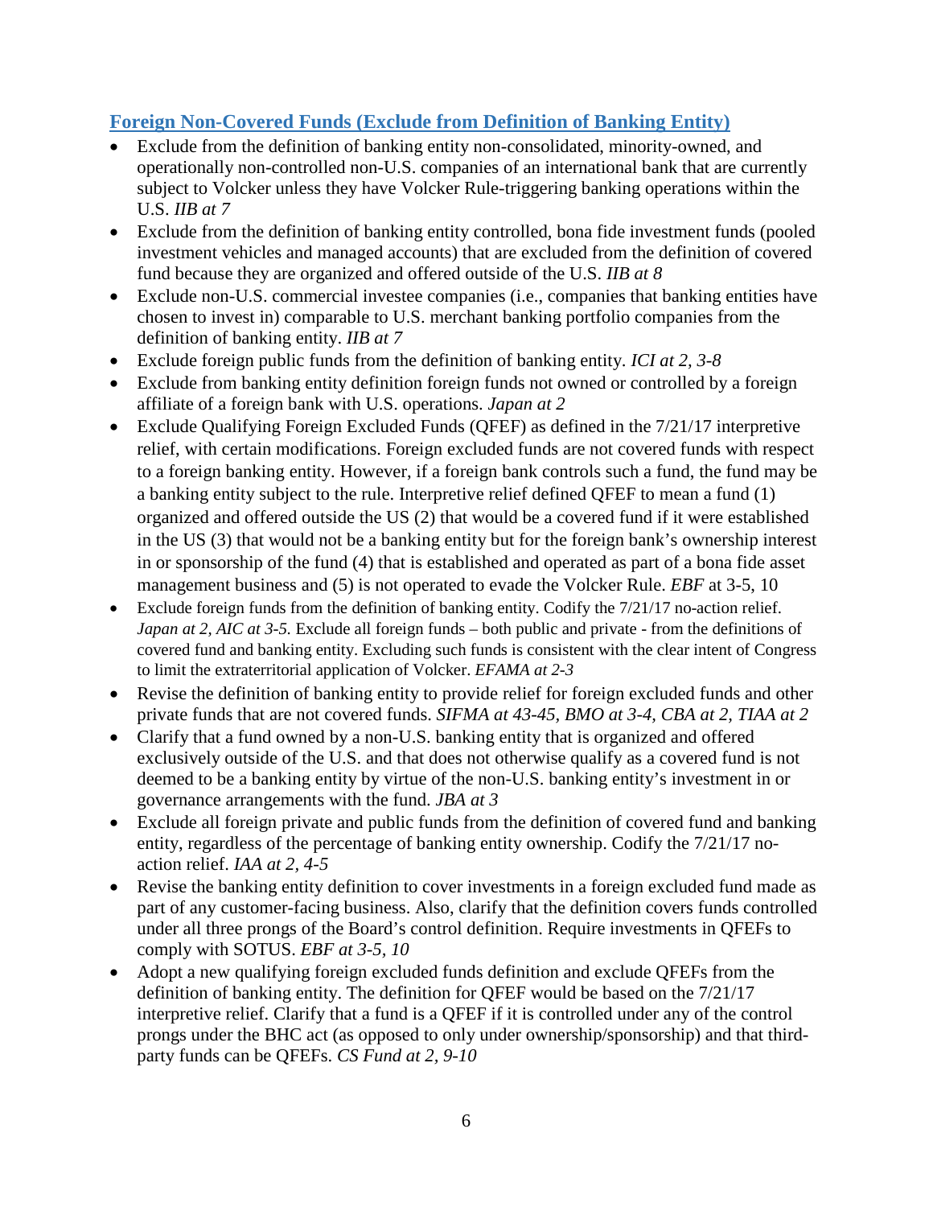## Foreign Non-Covered Funds (Exclude from Definition of Banking Entity)

- Exclude from the definition of banking entity non-consolidated, minority-owned, and operationally non-controlled non-U.S. companies of an international bank that are currently subject to Volcker unless they have Volcker Rule-triggering banking operations within the U.S. *IIB at 7*
- Exclude from the definition of banking entity controlled, bona fide investment funds (pooled investment vehicles and managed accounts) that are excluded from the definition of covered fund because they are organized and offered outside of the U.S. *IIB at 8*
- Exclude non-U.S. commercial investee companies (i.e., companies that banking entities have chosen to invest in) comparable to U.S. merchant banking portfolio companies from the definition of banking entity. *IIB at 7*
- Exclude foreign public funds from the definition of banking entity. *ICI at 2, 3-8*
- Exclude from banking entity definition foreign funds not owned or controlled by a foreign affiliate of a foreign bank with U.S. operations. *Japan at 2*
- Exclude Qualifying Foreign Excluded Funds (QFEF) as defined in the 7/21/17 interpretive relief, with certain modifications. Foreign excluded funds are not covered funds with respect to a foreign banking entity. However, if a foreign bank controls such a fund, the fund may be a banking entity subject to the rule. Interpretive relief defined QFEF to mean a fund (1) organized and offered outside the US (2) that would be a covered fund if it were established in the US (3) that would not be a banking entity but for the foreign bank's ownership interest in or sponsorship of the fund (4) that is established and operated as part of a bona fide asset management business and (5) is not operated to evade the Volcker Rule. *EBF* at 3-5, 10
- Exclude foreign funds from the definition of banking entity. Codify the 7/21/17 no-action relief. *Japan at 2, AIC at 3-5.* Exclude all foreign funds – both public and private - from the definitions of covered fund and banking entity. Excluding such funds is consistent with the clear intent of Congress to limit the extraterritorial application of Volcker. *EFAMA at 2-3*
- Revise the definition of banking entity to provide relief for foreign excluded funds and other private funds that are not covered funds. *SIFMA at 43-45, BMO at 3-4, CBA at 2, TIAA at 2*
- Clarify that a fund owned by a non-U.S. banking entity that is organized and offered exclusively outside of the U.S. and that does not otherwise qualify as a covered fund is not deemed to be a banking entity by virtue of the non-U.S. banking entity's investment in or governance arrangements with the fund. *JBA at 3*
- Exclude all foreign private and public funds from the definition of covered fund and banking entity, regardless of the percentage of banking entity ownership. Codify the 7/21/17 no-action relief. *IAA at 2, 4-5*
- Revise the banking entity definition to cover investments in a foreign excluded fund made as part of any customer-facing business. Also, clarify that the definition covers funds controlled under all three prongs of the Board's control definition. Require investments in QFEFs to comply with SOTUS. *EBF at 3-5, 10*
- Adopt a new qualifying foreign excluded funds definition and exclude QFEFs from the definition of banking entity. The definition for QFEF would be based on the 7/21/17 interpretive relief. Clarify that a fund is a QFEF if it is controlled under any of the control prongs under the BHC act (as opposed to only under ownership/sponsorship) and that third-party funds can be QFEFs. *CS Fund at 2, 9-10*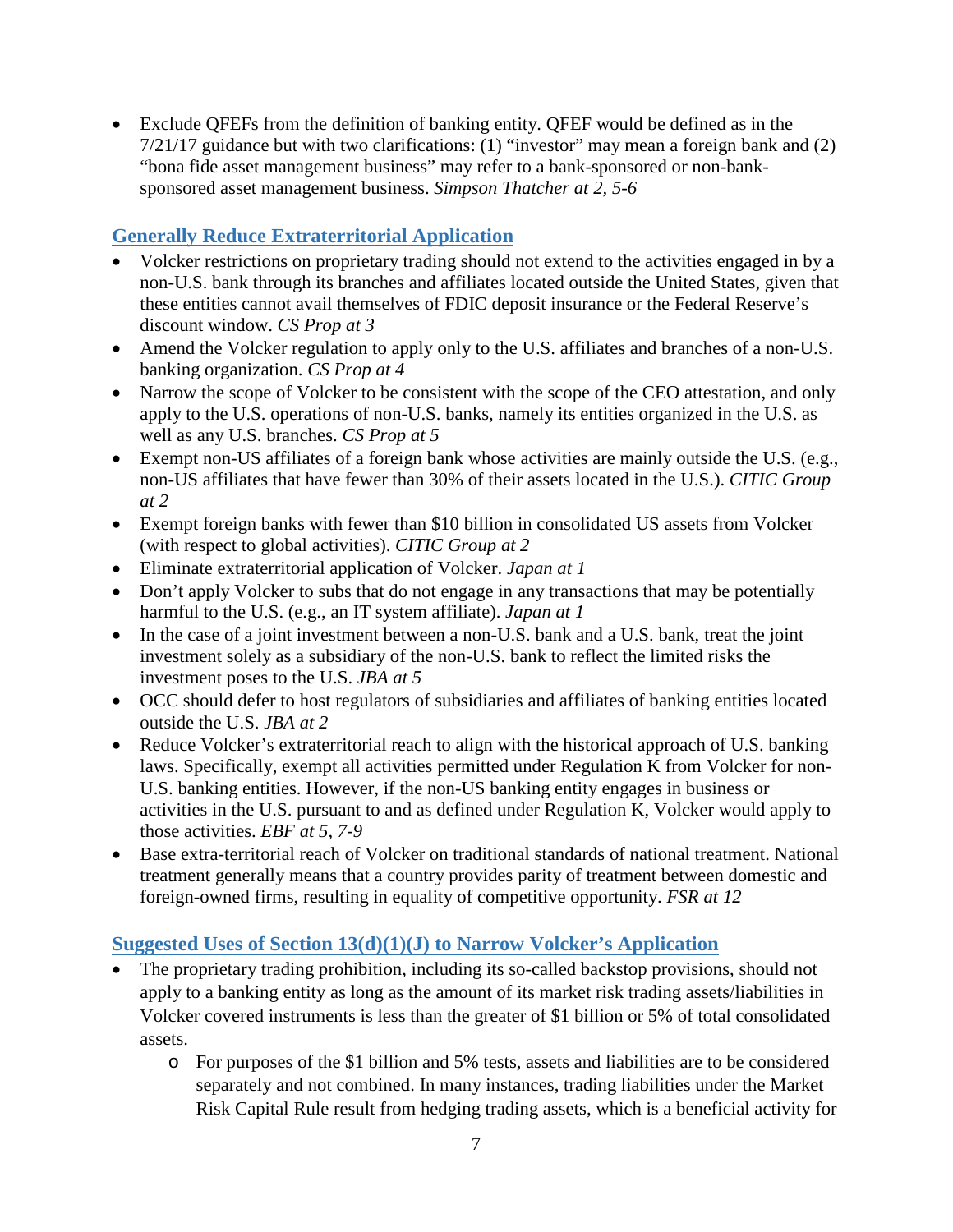- Exclude QFEFs from the definition of banking entity. QFEF would be defined as in the 7/21/17 guidance but with two clarifications: (1) "investor" may mean a foreign bank and (2) "bona fide asset management business" may refer to a bank-sponsored or non-bank-sponsored asset management business. *Simpson Thatcher at 2, 5-6*

## Generally Reduce Extraterritorial Application

- Volcker restrictions on proprietary trading should not extend to the activities engaged in by a non-U.S. bank through its branches and affiliates located outside the United States, given that these entities cannot avail themselves of FDIC deposit insurance or the Federal Reserve's discount window. *CS Prop at 3*
- Amend the Volcker regulation to apply only to the U.S. affiliates and branches of a non-U.S. banking organization. *CS Prop at 4*
- Narrow the scope of Volcker to be consistent with the scope of the CEO attestation, and only apply to the U.S. operations of non-U.S. banks, namely its entities organized in the U.S. as well as any U.S. branches. *CS Prop at 5*
- Exempt non-US affiliates of a foreign bank whose activities are mainly outside the U.S. (e.g., non-US affiliates that have fewer than 30% of their assets located in the U.S.). *CITIC Group at 2*
- Exempt foreign banks with fewer than $10 billion in consolidated US assets from Volcker (with respect to global activities). *CITIC Group at 2*
- Eliminate extraterritorial application of Volcker. *Japan at 1*
- Don't apply Volcker to subs that do not engage in any transactions that may be potentially harmful to the U.S. (e.g., an IT system affiliate). *Japan at 1*
- In the case of a joint investment between a non-U.S. bank and a U.S. bank, treat the joint investment solely as a subsidiary of the non-U.S. bank to reflect the limited risks the investment poses to the U.S. *JBA at 5*
- OCC should defer to host regulators of subsidiaries and affiliates of banking entities located outside the U.S. *JBA at 2*
- Reduce Volcker's extraterritorial reach to align with the historical approach of U.S. banking laws. Specifically, exempt all activities permitted under Regulation K from Volcker for non-U.S. banking entities. However, if the non-US banking entity engages in business or activities in the U.S. pursuant to and as defined under Regulation K, Volcker would apply to those activities. *EBF at 5, 7-9*
- Base extra-territorial reach of Volcker on traditional standards of national treatment. National treatment generally means that a country provides parity of treatment between domestic and foreign-owned firms, resulting in equality of competitive opportunity. *FSR at 12*

## Suggested Uses of Section 13(d)(1)(J) to Narrow Volcker's Application

- The proprietary trading prohibition, including its so-called backstop provisions, should not apply to a banking entity as long as the amount of its market risk trading assets/liabilities in Volcker covered instruments is less than the greater of $1 billion or 5% of total consolidated assets.
  - For purposes of the $1 billion and 5% tests, assets and liabilities are to be considered separately and not combined. In many instances, trading liabilities under the Market Risk Capital Rule result from hedging trading assets, which is a beneficial activity for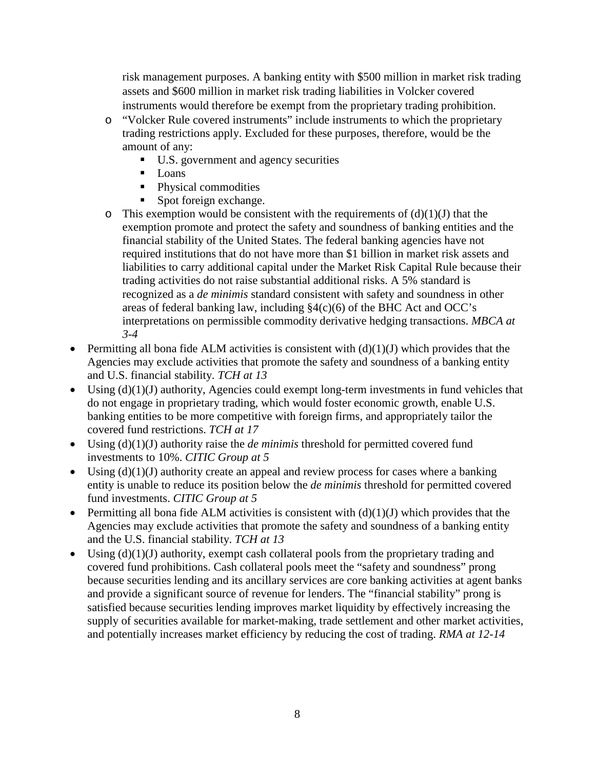risk management purposes. A banking entity with \$500 million in market risk trading assets and \$600 million in market risk trading liabilities in Volcker covered instruments would therefore be exempt from the proprietary trading prohibition.

- "Volcker Rule covered instruments" include instruments to which the proprietary trading restrictions apply. Excluded for these purposes, therefore, would be the amount of any:
  - U.S. government and agency securities
  - Loans
  - Physical commodities
  - Spot foreign exchange.
- This exemption would be consistent with the requirements of (d)(1)(J) that the exemption promote and protect the safety and soundness of banking entities and the financial stability of the United States. The federal banking agencies have not required institutions that do not have more than \$1 billion in market risk assets and liabilities to carry additional capital under the Market Risk Capital Rule because their trading activities do not raise substantial additional risks. A 5% standard is recognized as a *de minimis* standard consistent with safety and soundness in other areas of federal banking law, including §4(c)(6) of the BHC Act and OCC's interpretations on permissible commodity derivative hedging transactions. *MBCA at 3-4*

- Permitting all bona fide ALM activities is consistent with (d)(1)(J) which provides that the Agencies may exclude activities that promote the safety and soundness of a banking entity and U.S. financial stability. *TCH at 13*
- Using (d)(1)(J) authority, Agencies could exempt long-term investments in fund vehicles that do not engage in proprietary trading, which would foster economic growth, enable U.S. banking entities to be more competitive with foreign firms, and appropriately tailor the covered fund restrictions. *TCH at 17*
- Using (d)(1)(J) authority raise the *de minimis* threshold for permitted covered fund investments to 10%. *CITIC Group at 5*
- Using (d)(1)(J) authority create an appeal and review process for cases where a banking entity is unable to reduce its position below the *de minimis* threshold for permitted covered fund investments. *CITIC Group at 5*
- Permitting all bona fide ALM activities is consistent with (d)(1)(J) which provides that the Agencies may exclude activities that promote the safety and soundness of a banking entity and the U.S. financial stability. *TCH at 13*
- Using (d)(1)(J) authority, exempt cash collateral pools from the proprietary trading and covered fund prohibitions. Cash collateral pools meet the "safety and soundness" prong because securities lending and its ancillary services are core banking activities at agent banks and provide a significant source of revenue for lenders. The "financial stability" prong is satisfied because securities lending improves market liquidity by effectively increasing the supply of securities available for market-making, trade settlement and other market activities, and potentially increases market efficiency by reducing the cost of trading. *RMA at 12-14*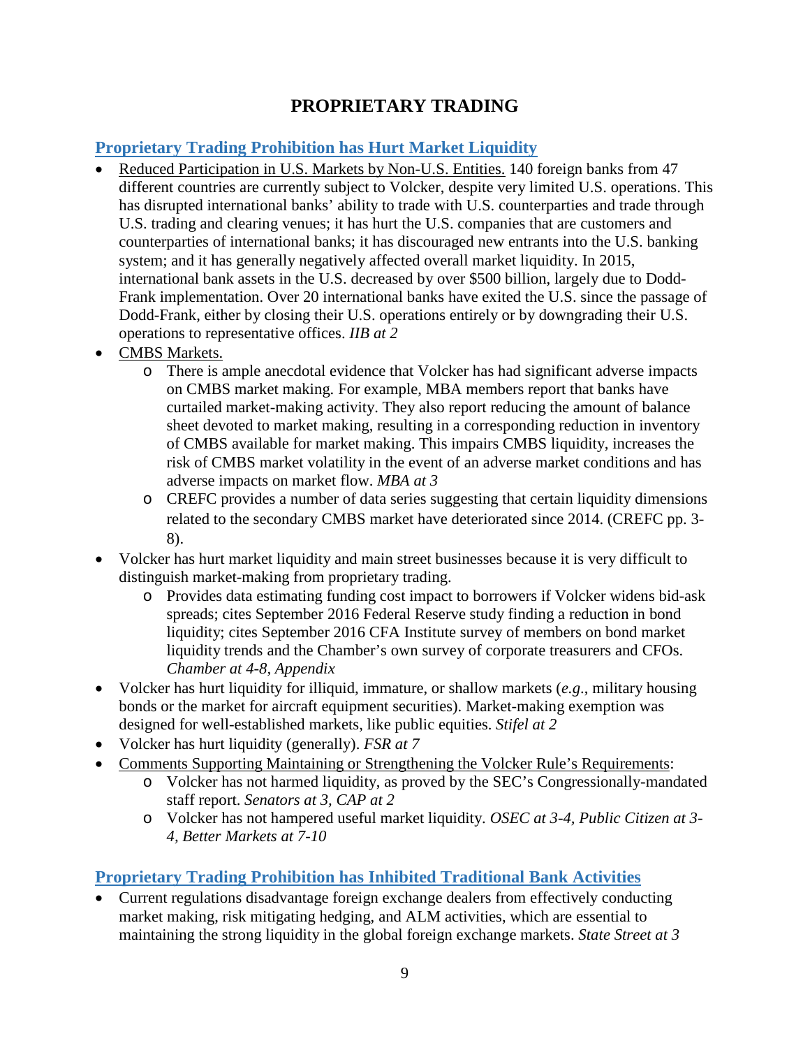# PROPRIETARY TRADING

## Proprietary Trading Prohibition has Hurt Market Liquidity

- Reduced Participation in U.S. Markets by Non-U.S. Entities. 140 foreign banks from 47 different countries are currently subject to Volcker, despite very limited U.S. operations. This has disrupted international banks' ability to trade with U.S. counterparties and trade through U.S. trading and clearing venues; it has hurt the U.S. companies that are customers and counterparties of international banks; it has discouraged new entrants into the U.S. banking system; and it has generally negatively affected overall market liquidity. In 2015, international bank assets in the U.S. decreased by over $500 billion, largely due to Dodd-Frank implementation. Over 20 international banks have exited the U.S. since the passage of Dodd-Frank, either by closing their U.S. operations entirely or by downgrading their U.S. operations to representative offices. *IIB at 2*
- CMBS Markets.
  - There is ample anecdotal evidence that Volcker has had significant adverse impacts on CMBS market making. For example, MBA members report that banks have curtailed market-making activity. They also report reducing the amount of balance sheet devoted to market making, resulting in a corresponding reduction in inventory of CMBS available for market making. This impairs CMBS liquidity, increases the risk of CMBS market volatility in the event of an adverse market conditions and has adverse impacts on market flow. *MBA at 3*
  - CREFC provides a number of data series suggesting that certain liquidity dimensions related to the secondary CMBS market have deteriorated since 2014. (CREFC pp. 3-8).
- Volcker has hurt market liquidity and main street businesses because it is very difficult to distinguish market-making from proprietary trading.
  - Provides data estimating funding cost impact to borrowers if Volcker widens bid-ask spreads; cites September 2016 Federal Reserve study finding a reduction in bond liquidity; cites September 2016 CFA Institute survey of members on bond market liquidity trends and the Chamber's own survey of corporate treasurers and CFOs. *Chamber at 4-8, Appendix*
- Volcker has hurt liquidity for illiquid, immature, or shallow markets (*e.g*., military housing bonds or the market for aircraft equipment securities). Market-making exemption was designed for well-established markets, like public equities. *Stifel at 2*
- Volcker has hurt liquidity (generally). *FSR at 7*
- Comments Supporting Maintaining or Strengthening the Volcker Rule's Requirements:
  - Volcker has not harmed liquidity, as proved by the SEC's Congressionally-mandated staff report. *Senators at 3, CAP at 2*
  - Volcker has not hampered useful market liquidity. *OSEC at 3-4, Public Citizen at 3-4, Better Markets at 7-10*

## Proprietary Trading Prohibition has Inhibited Traditional Bank Activities

- Current regulations disadvantage foreign exchange dealers from effectively conducting market making, risk mitigating hedging, and ALM activities, which are essential to maintaining the strong liquidity in the global foreign exchange markets. *State Street at 3*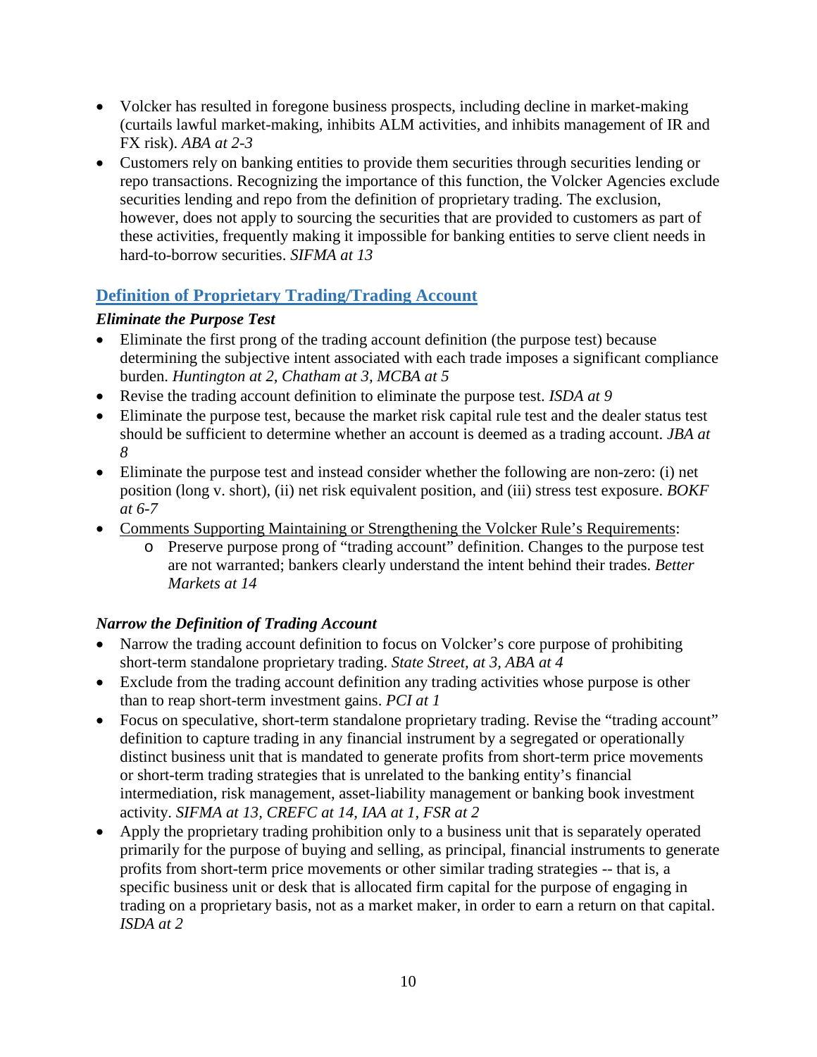- Volcker has resulted in foregone business prospects, including decline in market-making (curtails lawful market-making, inhibits ALM activities, and inhibits management of IR and FX risk). *ABA at 2-3*
- Customers rely on banking entities to provide them securities through securities lending or repo transactions. Recognizing the importance of this function, the Volcker Agencies exclude securities lending and repo from the definition of proprietary trading. The exclusion, however, does not apply to sourcing the securities that are provided to customers as part of these activities, frequently making it impossible for banking entities to serve client needs in hard-to-borrow securities. *SIFMA at 13*

## Definition of Proprietary Trading/Trading Account

### *Eliminate the Purpose Test*

- Eliminate the first prong of the trading account definition (the purpose test) because determining the subjective intent associated with each trade imposes a significant compliance burden. *Huntington at 2, Chatham at 3, MCBA at 5*
- Revise the trading account definition to eliminate the purpose test. *ISDA at 9*
- Eliminate the purpose test, because the market risk capital rule test and the dealer status test should be sufficient to determine whether an account is deemed as a trading account. *JBA at 8*
- Eliminate the purpose test and instead consider whether the following are non-zero: (i) net position (long v. short), (ii) net risk equivalent position, and (iii) stress test exposure. *BOKF at 6-7*
- Comments Supporting Maintaining or Strengthening the Volcker Rule's Requirements:
    - Preserve purpose prong of "trading account" definition. Changes to the purpose test are not warranted; bankers clearly understand the intent behind their trades. *Better Markets at 14*

### *Narrow the Definition of Trading Account*

- Narrow the trading account definition to focus on Volcker's core purpose of prohibiting short-term standalone proprietary trading. *State Street, at 3, ABA at 4*
- Exclude from the trading account definition any trading activities whose purpose is other than to reap short-term investment gains. *PCI at 1*
- Focus on speculative, short-term standalone proprietary trading. Revise the "trading account" definition to capture trading in any financial instrument by a segregated or operationally distinct business unit that is mandated to generate profits from short-term price movements or short-term trading strategies that is unrelated to the banking entity's financial intermediation, risk management, asset-liability management or banking book investment activity. *SIFMA at 13, CREFC at 14, IAA at 1, FSR at 2*
- Apply the proprietary trading prohibition only to a business unit that is separately operated primarily for the purpose of buying and selling, as principal, financial instruments to generate profits from short-term price movements or other similar trading strategies -- that is, a specific business unit or desk that is allocated firm capital for the purpose of engaging in trading on a proprietary basis, not as a market maker, in order to earn a return on that capital. *ISDA at 2*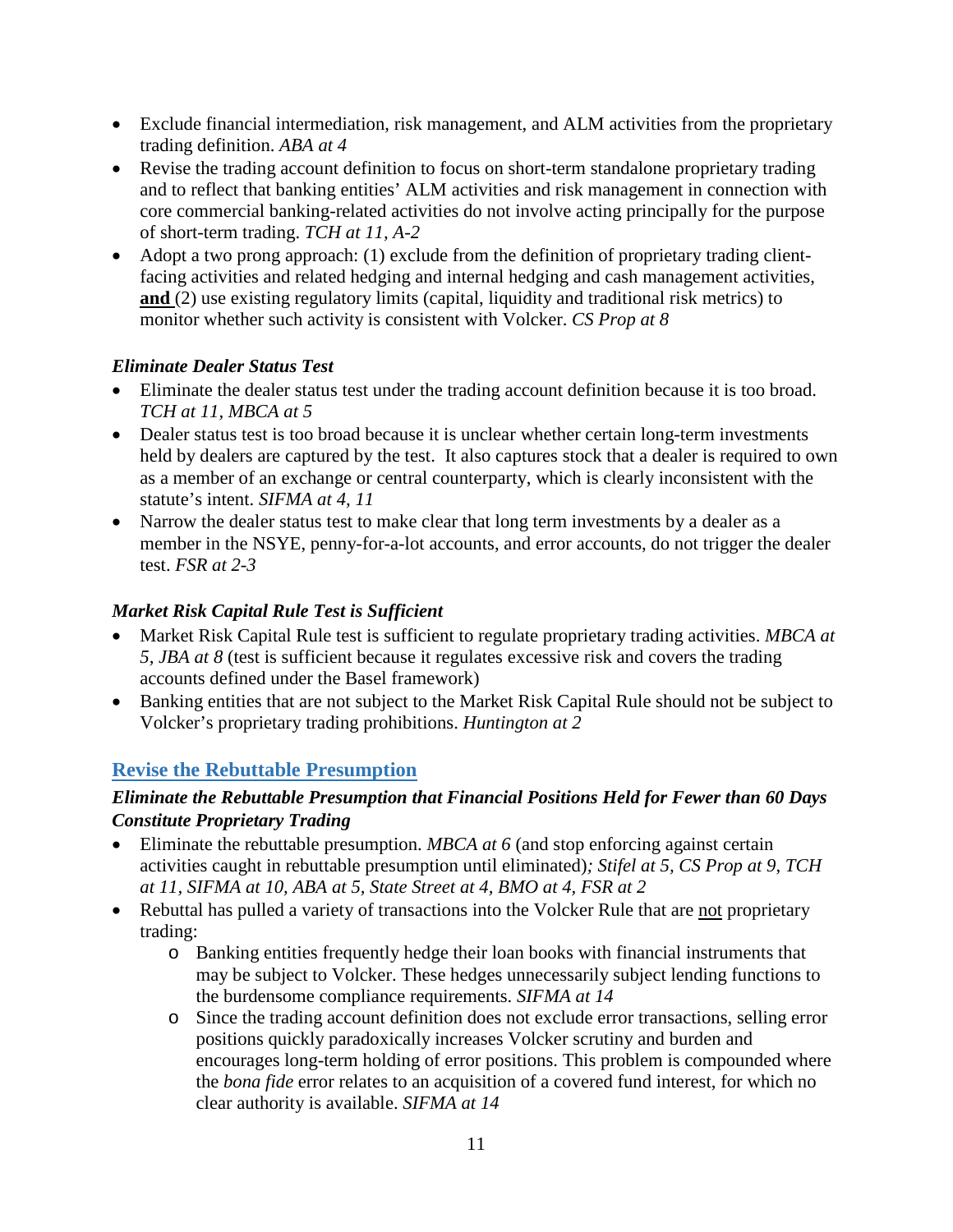- Exclude financial intermediation, risk management, and ALM activities from the proprietary trading definition. *ABA at 4*
- Revise the trading account definition to focus on short-term standalone proprietary trading and to reflect that banking entities' ALM activities and risk management in connection with core commercial banking-related activities do not involve acting principally for the purpose of short-term trading. *TCH at 11, A-2*
- Adopt a two prong approach: (1) exclude from the definition of proprietary trading client-facing activities and related hedging and internal hedging and cash management activities, **and** (2) use existing regulatory limits (capital, liquidity and traditional risk metrics) to monitor whether such activity is consistent with Volcker. *CS Prop at 8*

### *Eliminate Dealer Status Test*

- Eliminate the dealer status test under the trading account definition because it is too broad. *TCH at 11, MBCA at 5*
- Dealer status test is too broad because it is unclear whether certain long-term investments held by dealers are captured by the test. It also captures stock that a dealer is required to own as a member of an exchange or central counterparty, which is clearly inconsistent with the statute's intent. *SIFMA at 4, 11*
- Narrow the dealer status test to make clear that long term investments by a dealer as a member in the NSYE, penny-for-a-lot accounts, and error accounts, do not trigger the dealer test. *FSR at 2-3*

### *Market Risk Capital Rule Test is Sufficient*

- Market Risk Capital Rule test is sufficient to regulate proprietary trading activities. *MBCA at 5, JBA at 8* (test is sufficient because it regulates excessive risk and covers the trading accounts defined under the Basel framework)
- Banking entities that are not subject to the Market Risk Capital Rule should not be subject to Volcker's proprietary trading prohibitions. *Huntington at 2*

## Revise the Rebuttable Presumption

### *Eliminate the Rebuttable Presumption that Financial Positions Held for Fewer than 60 Days Constitute Proprietary Trading*

- Eliminate the rebuttable presumption. *MBCA at 6* (and stop enforcing against certain activities caught in rebuttable presumption until eliminated)*; Stifel at 5, CS Prop at 9, TCH at 11, SIFMA at 10, ABA at 5, State Street at 4, BMO at 4, FSR at 2*
- Rebuttal has pulled a variety of transactions into the Volcker Rule that are not proprietary trading:
  - Banking entities frequently hedge their loan books with financial instruments that may be subject to Volcker. These hedges unnecessarily subject lending functions to the burdensome compliance requirements. *SIFMA at 14*
  - Since the trading account definition does not exclude error transactions, selling error positions quickly paradoxically increases Volcker scrutiny and burden and encourages long-term holding of error positions. This problem is compounded where the *bona fide* error relates to an acquisition of a covered fund interest, for which no clear authority is available. *SIFMA at 14*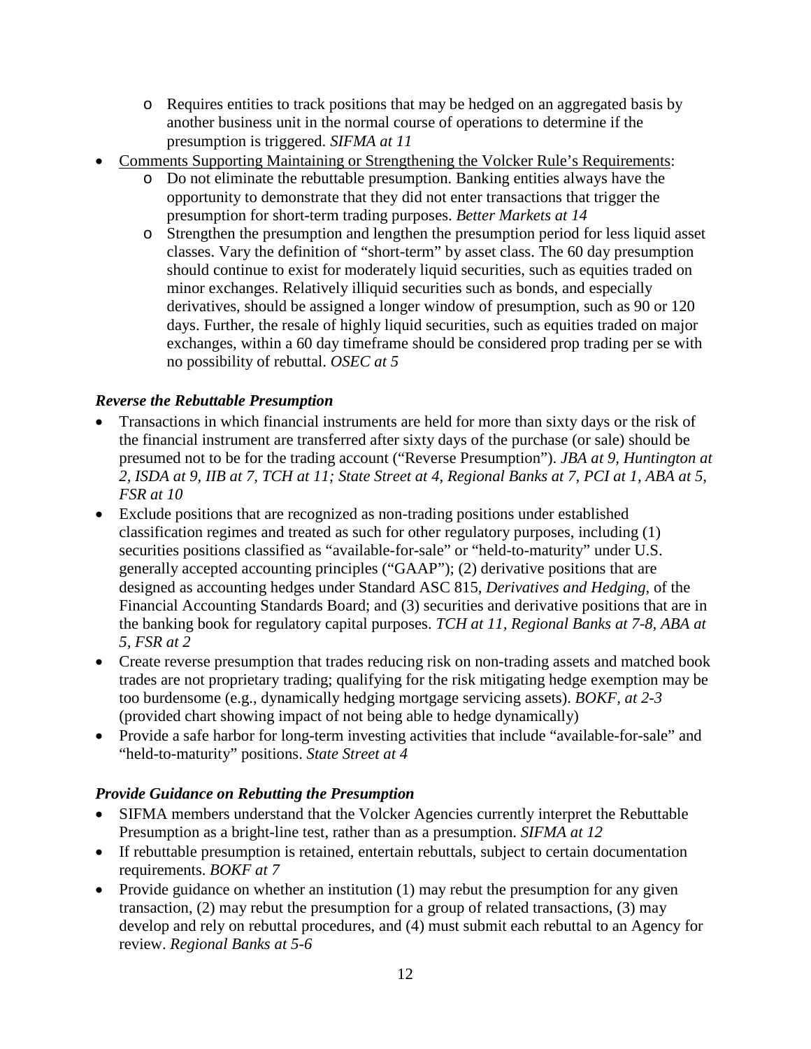- Requires entities to track positions that may be hedged on an aggregated basis by another business unit in the normal course of operations to determine if the presumption is triggered. *SIFMA at 11*
- Comments Supporting Maintaining or Strengthening the Volcker Rule's Requirements:
  - Do not eliminate the rebuttable presumption. Banking entities always have the opportunity to demonstrate that they did not enter transactions that trigger the presumption for short-term trading purposes. *Better Markets at 14*
  - Strengthen the presumption and lengthen the presumption period for less liquid asset classes. Vary the definition of "short-term" by asset class. The 60 day presumption should continue to exist for moderately liquid securities, such as equities traded on minor exchanges. Relatively illiquid securities such as bonds, and especially derivatives, should be assigned a longer window of presumption, such as 90 or 120 days. Further, the resale of highly liquid securities, such as equities traded on major exchanges, within a 60 day timeframe should be considered prop trading per se with no possibility of rebuttal. *OSEC at 5*

### *Reverse the Rebuttable Presumption*

- Transactions in which financial instruments are held for more than sixty days or the risk of the financial instrument are transferred after sixty days of the purchase (or sale) should be presumed not to be for the trading account ("Reverse Presumption"). *JBA at 9, Huntington at 2, ISDA at 9, IIB at 7, TCH at 11; State Street at 4, Regional Banks at 7, PCI at 1, ABA at 5, FSR at 10*
- Exclude positions that are recognized as non-trading positions under established classification regimes and treated as such for other regulatory purposes, including (1) securities positions classified as "available-for-sale" or "held-to-maturity" under U.S. generally accepted accounting principles ("GAAP"); (2) derivative positions that are designed as accounting hedges under Standard ASC 815, *Derivatives and Hedging*, of the Financial Accounting Standards Board; and (3) securities and derivative positions that are in the banking book for regulatory capital purposes. *TCH at 11, Regional Banks at 7-8, ABA at 5, FSR at 2*
- Create reverse presumption that trades reducing risk on non-trading assets and matched book trades are not proprietary trading; qualifying for the risk mitigating hedge exemption may be too burdensome (e.g., dynamically hedging mortgage servicing assets). *BOKF, at 2-3* (provided chart showing impact of not being able to hedge dynamically)
- Provide a safe harbor for long-term investing activities that include "available-for-sale" and "held-to-maturity" positions. *State Street at 4*

### *Provide Guidance on Rebutting the Presumption*

- SIFMA members understand that the Volcker Agencies currently interpret the Rebuttable Presumption as a bright-line test, rather than as a presumption. *SIFMA at 12*
- If rebuttable presumption is retained, entertain rebuttals, subject to certain documentation requirements. *BOKF at 7*
- Provide guidance on whether an institution (1) may rebut the presumption for any given transaction, (2) may rebut the presumption for a group of related transactions, (3) may develop and rely on rebuttal procedures, and (4) must submit each rebuttal to an Agency for review. *Regional Banks at 5-6*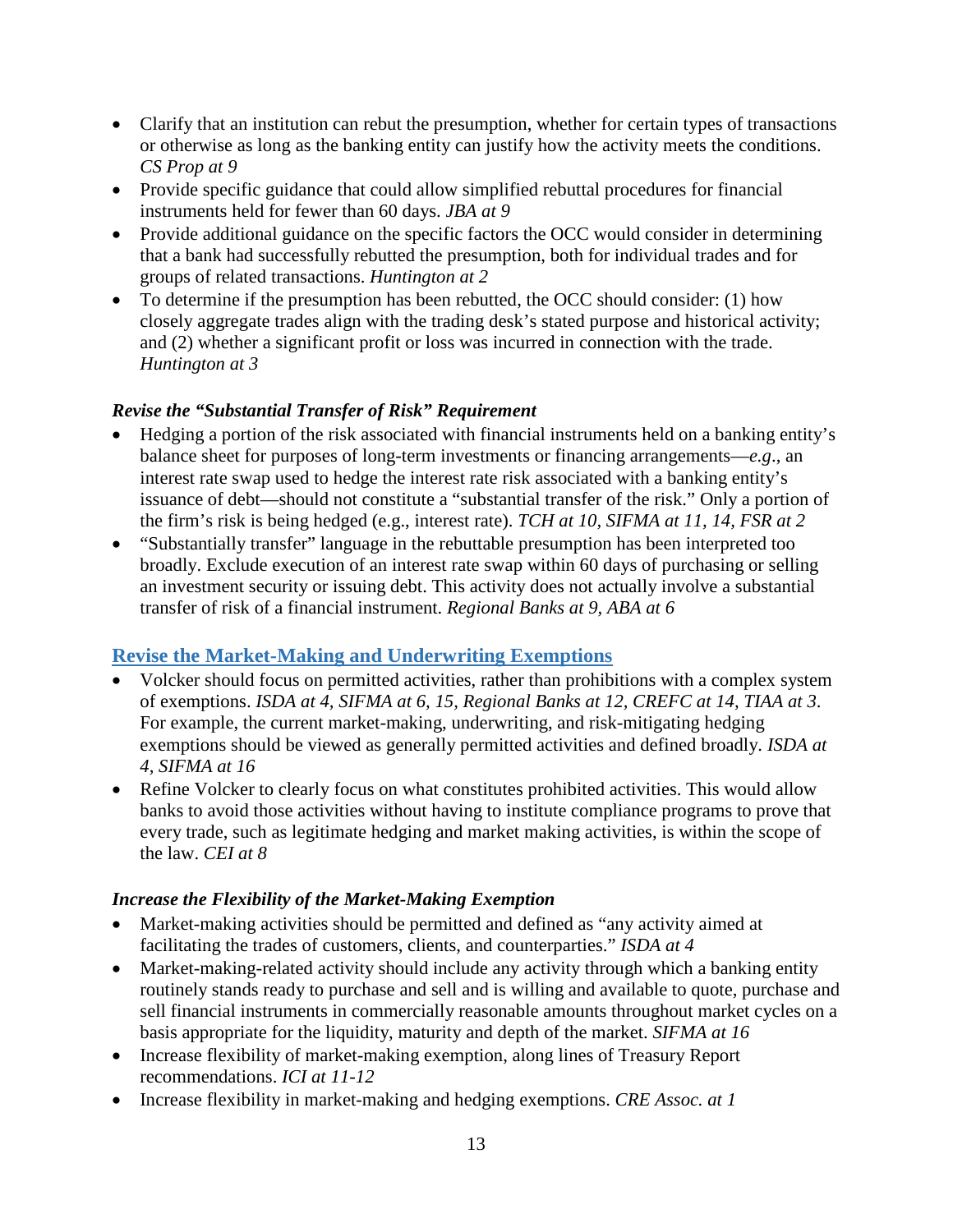- Clarify that an institution can rebut the presumption, whether for certain types of transactions or otherwise as long as the banking entity can justify how the activity meets the conditions. *CS Prop at 9*
- Provide specific guidance that could allow simplified rebuttal procedures for financial instruments held for fewer than 60 days. *JBA at 9*
- Provide additional guidance on the specific factors the OCC would consider in determining that a bank had successfully rebutted the presumption, both for individual trades and for groups of related transactions. *Huntington at 2*
- To determine if the presumption has been rebutted, the OCC should consider: (1) how closely aggregate trades align with the trading desk's stated purpose and historical activity; and (2) whether a significant profit or loss was incurred in connection with the trade. *Huntington at 3*

### *Revise the "Substantial Transfer of Risk" Requirement*

- Hedging a portion of the risk associated with financial instruments held on a banking entity's balance sheet for purposes of long-term investments or financing arrangements—*e.g*., an interest rate swap used to hedge the interest rate risk associated with a banking entity's issuance of debt—should not constitute a "substantial transfer of the risk." Only a portion of the firm's risk is being hedged (e.g., interest rate). *TCH at 10, SIFMA at 11, 14, FSR at 2*
- "Substantially transfer" language in the rebuttable presumption has been interpreted too broadly. Exclude execution of an interest rate swap within 60 days of purchasing or selling an investment security or issuing debt. This activity does not actually involve a substantial transfer of risk of a financial instrument. *Regional Banks at 9, ABA at 6*

## Revise the Market-Making and Underwriting Exemptions

- Volcker should focus on permitted activities, rather than prohibitions with a complex system of exemptions. *ISDA at 4, SIFMA at 6, 15, Regional Banks at 12, CREFC at 14, TIAA at 3*. For example, the current market-making, underwriting, and risk-mitigating hedging exemptions should be viewed as generally permitted activities and defined broadly. *ISDA at 4, SIFMA at 16*
- Refine Volcker to clearly focus on what constitutes prohibited activities. This would allow banks to avoid those activities without having to institute compliance programs to prove that every trade, such as legitimate hedging and market making activities, is within the scope of the law. *CEI at 8*

### *Increase the Flexibility of the Market-Making Exemption*

- Market-making activities should be permitted and defined as "any activity aimed at facilitating the trades of customers, clients, and counterparties." *ISDA at 4*
- Market-making-related activity should include any activity through which a banking entity routinely stands ready to purchase and sell and is willing and available to quote, purchase and sell financial instruments in commercially reasonable amounts throughout market cycles on a basis appropriate for the liquidity, maturity and depth of the market. *SIFMA at 16*
- Increase flexibility of market-making exemption, along lines of Treasury Report recommendations. *ICI at 11-12*
- Increase flexibility in market-making and hedging exemptions. *CRE Assoc. at 1*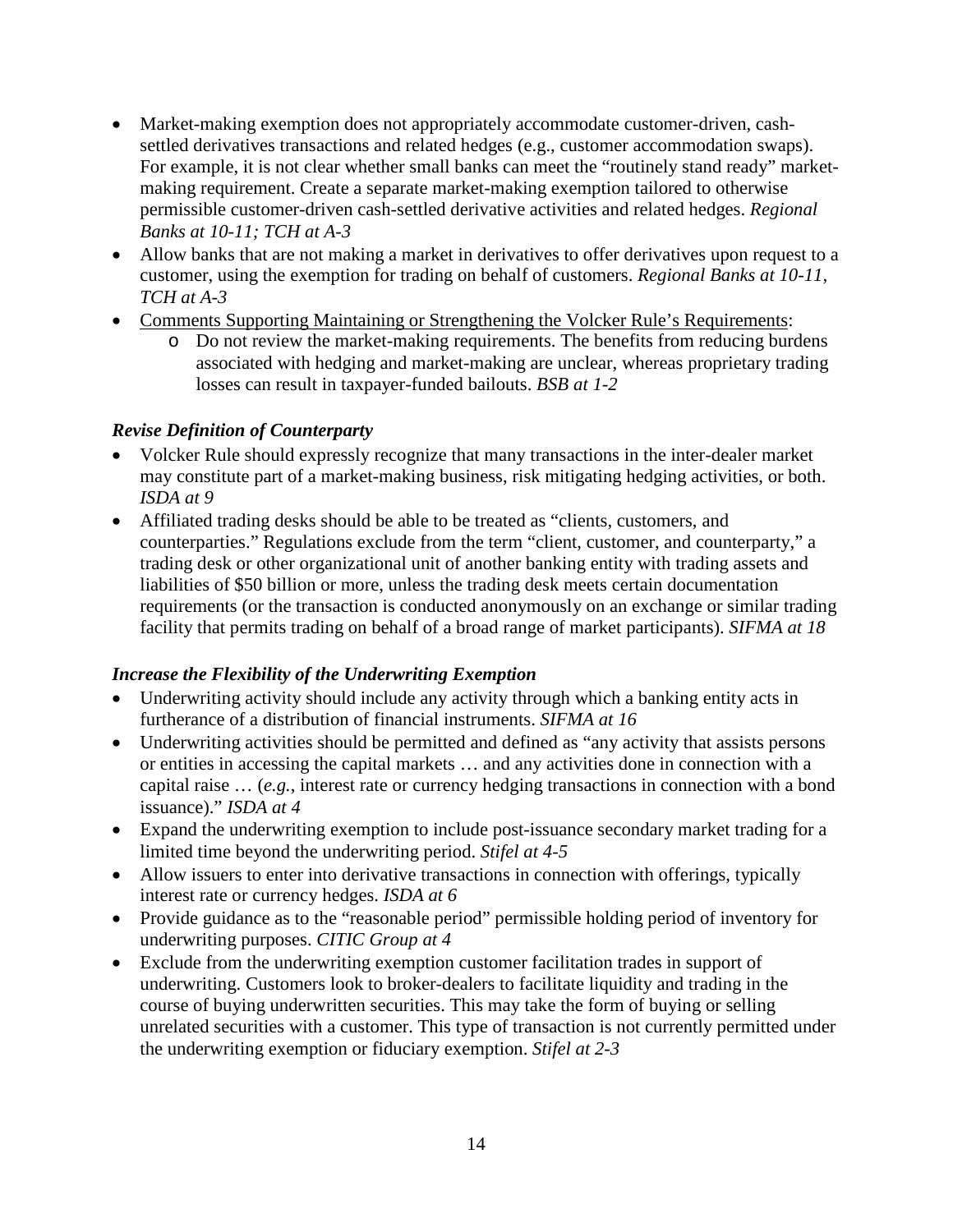- Market-making exemption does not appropriately accommodate customer-driven, cash-settled derivatives transactions and related hedges (e.g., customer accommodation swaps). For example, it is not clear whether small banks can meet the "routinely stand ready" market-making requirement. Create a separate market-making exemption tailored to otherwise permissible customer-driven cash-settled derivative activities and related hedges. *Regional Banks at 10-11; TCH at A-3*
- Allow banks that are not making a market in derivatives to offer derivatives upon request to a customer, using the exemption for trading on behalf of customers. *Regional Banks at 10-11, TCH at A-3*
- Comments Supporting Maintaining or Strengthening the Volcker Rule's Requirements:
  - Do not review the market-making requirements. The benefits from reducing burdens associated with hedging and market-making are unclear, whereas proprietary trading losses can result in taxpayer-funded bailouts. *BSB at 1-2*

### *Revise Definition of Counterparty*

- Volcker Rule should expressly recognize that many transactions in the inter-dealer market may constitute part of a market-making business, risk mitigating hedging activities, or both. *ISDA at 9*
- Affiliated trading desks should be able to be treated as "clients, customers, and counterparties." Regulations exclude from the term "client, customer, and counterparty," a trading desk or other organizational unit of another banking entity with trading assets and liabilities of $50 billion or more, unless the trading desk meets certain documentation requirements (or the transaction is conducted anonymously on an exchange or similar trading facility that permits trading on behalf of a broad range of market participants). *SIFMA at 18*

### *Increase the Flexibility of the Underwriting Exemption*

- Underwriting activity should include any activity through which a banking entity acts in furtherance of a distribution of financial instruments. *SIFMA at 16*
- Underwriting activities should be permitted and defined as "any activity that assists persons or entities in accessing the capital markets … and any activities done in connection with a capital raise … (*e.g.*, interest rate or currency hedging transactions in connection with a bond issuance)." *ISDA at 4*
- Expand the underwriting exemption to include post-issuance secondary market trading for a limited time beyond the underwriting period. *Stifel at 4-5*
- Allow issuers to enter into derivative transactions in connection with offerings, typically interest rate or currency hedges. *ISDA at 6*
- Provide guidance as to the "reasonable period" permissible holding period of inventory for underwriting purposes. *CITIC Group at 4*
- Exclude from the underwriting exemption customer facilitation trades in support of underwriting. Customers look to broker-dealers to facilitate liquidity and trading in the course of buying underwritten securities. This may take the form of buying or selling unrelated securities with a customer. This type of transaction is not currently permitted under the underwriting exemption or fiduciary exemption. *Stifel at 2-3*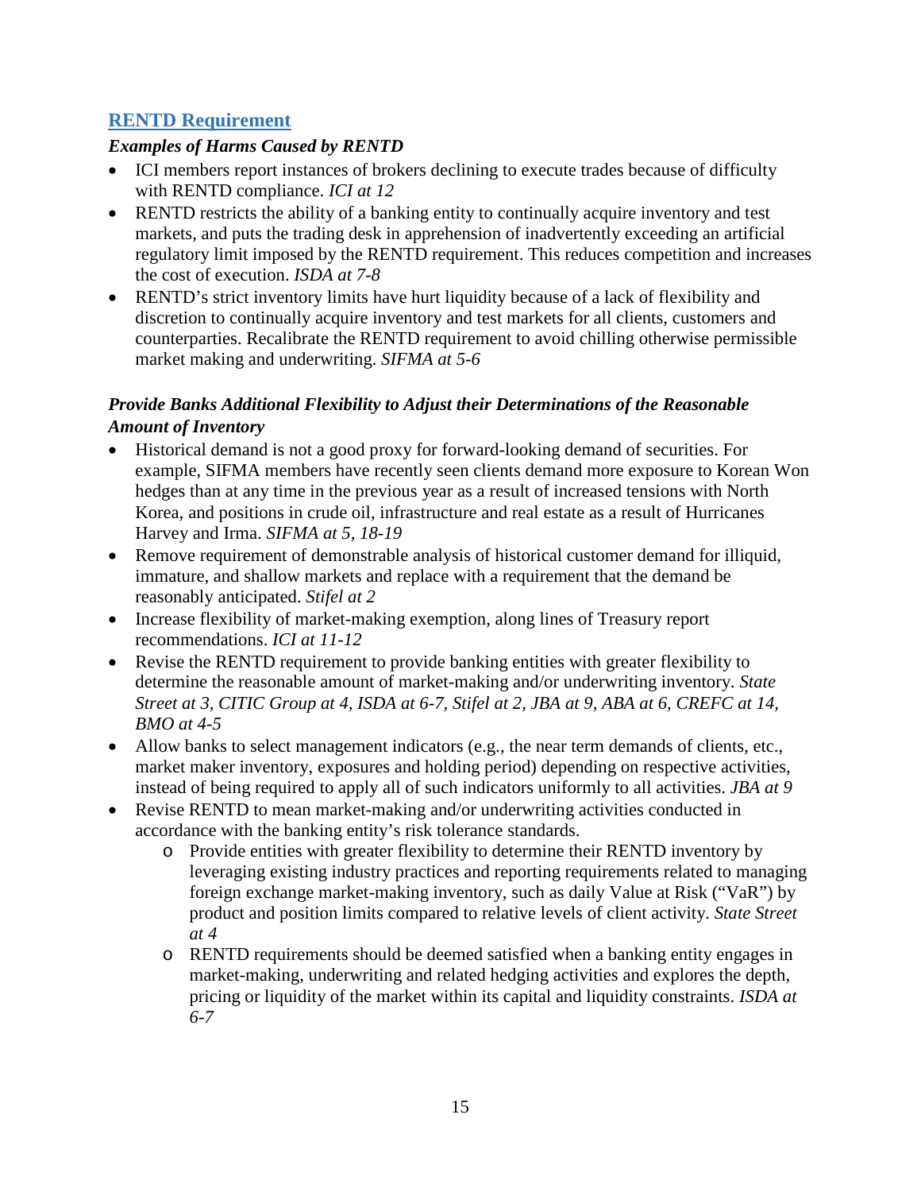## RENTD Requirement

### *Examples of Harms Caused by RENTD*

- ICI members report instances of brokers declining to execute trades because of difficulty with RENTD compliance. *ICI at 12*
- RENTD restricts the ability of a banking entity to continually acquire inventory and test markets, and puts the trading desk in apprehension of inadvertently exceeding an artificial regulatory limit imposed by the RENTD requirement. This reduces competition and increases the cost of execution. *ISDA at 7-8*
- RENTD's strict inventory limits have hurt liquidity because of a lack of flexibility and discretion to continually acquire inventory and test markets for all clients, customers and counterparties. Recalibrate the RENTD requirement to avoid chilling otherwise permissible market making and underwriting. *SIFMA at 5-6*

### *Provide Banks Additional Flexibility to Adjust their Determinations of the Reasonable Amount of Inventory*

- Historical demand is not a good proxy for forward-looking demand of securities. For example, SIFMA members have recently seen clients demand more exposure to Korean Won hedges than at any time in the previous year as a result of increased tensions with North Korea, and positions in crude oil, infrastructure and real estate as a result of Hurricanes Harvey and Irma. *SIFMA at 5, 18-19*
- Remove requirement of demonstrable analysis of historical customer demand for illiquid, immature, and shallow markets and replace with a requirement that the demand be reasonably anticipated. *Stifel at 2*
- Increase flexibility of market-making exemption, along lines of Treasury report recommendations. *ICI at 11-12*
- Revise the RENTD requirement to provide banking entities with greater flexibility to determine the reasonable amount of market-making and/or underwriting inventory. *State Street at 3, CITIC Group at 4, ISDA at 6-7, Stifel at 2, JBA at 9, ABA at 6, CREFC at 14, BMO at 4-5*
- Allow banks to select management indicators (e.g., the near term demands of clients, etc., market maker inventory, exposures and holding period) depending on respective activities, instead of being required to apply all of such indicators uniformly to all activities. *JBA at 9*
- Revise RENTD to mean market-making and/or underwriting activities conducted in accordance with the banking entity's risk tolerance standards.
    - Provide entities with greater flexibility to determine their RENTD inventory by leveraging existing industry practices and reporting requirements related to managing foreign exchange market-making inventory, such as daily Value at Risk ("VaR") by product and position limits compared to relative levels of client activity. *State Street at 4*
    - RENTD requirements should be deemed satisfied when a banking entity engages in market-making, underwriting and related hedging activities and explores the depth, pricing or liquidity of the market within its capital and liquidity constraints. *ISDA at 6-7*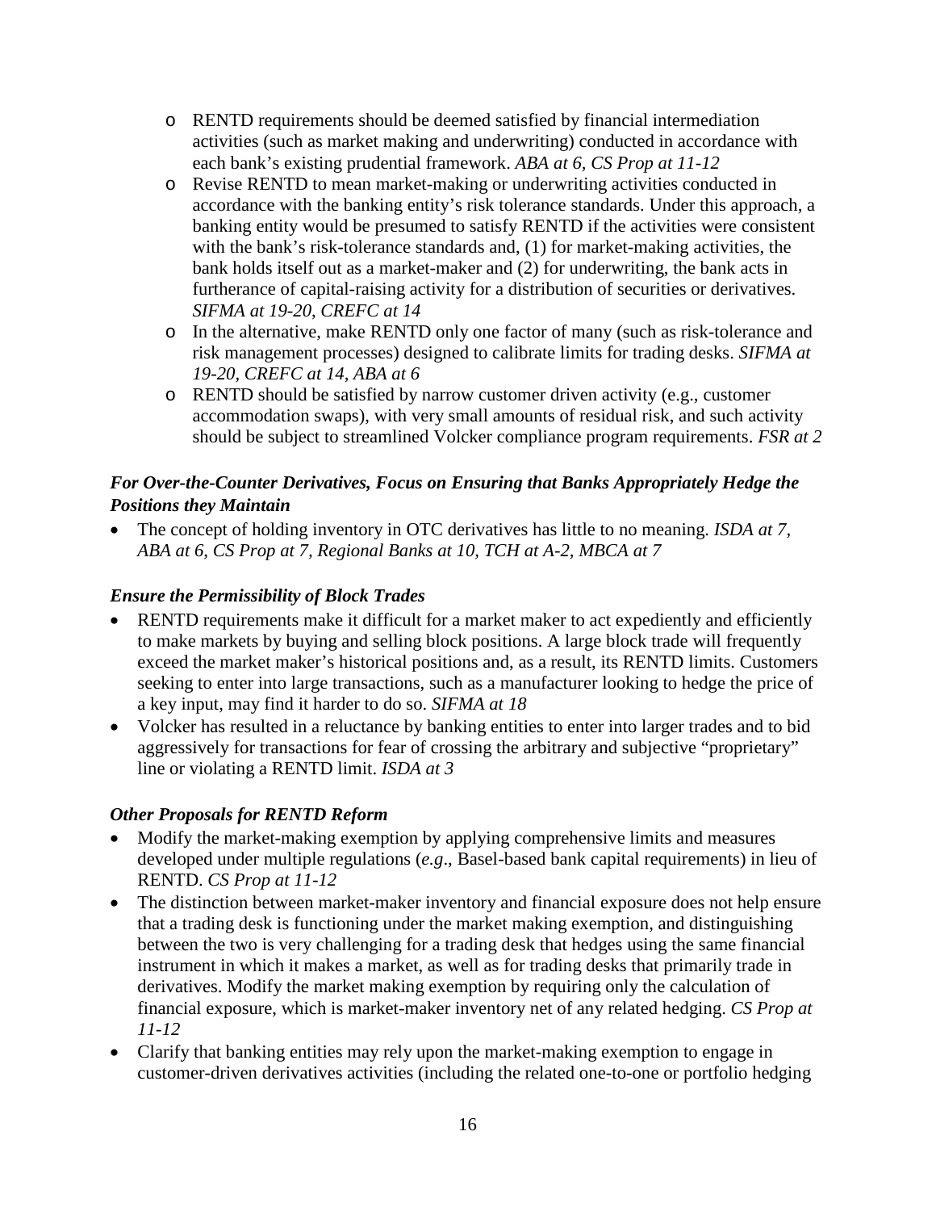- RENTD requirements should be deemed satisfied by financial intermediation activities (such as market making and underwriting) conducted in accordance with each bank's existing prudential framework. *ABA at 6, CS Prop at 11-12*
- Revise RENTD to mean market-making or underwriting activities conducted in accordance with the banking entity's risk tolerance standards. Under this approach, a banking entity would be presumed to satisfy RENTD if the activities were consistent with the bank's risk-tolerance standards and, (1) for market-making activities, the bank holds itself out as a market-maker and (2) for underwriting, the bank acts in furtherance of capital-raising activity for a distribution of securities or derivatives. *SIFMA at 19-20, CREFC at 14*
- In the alternative, make RENTD only one factor of many (such as risk-tolerance and risk management processes) designed to calibrate limits for trading desks. *SIFMA at 19-20, CREFC at 14, ABA at 6*
- RENTD should be satisfied by narrow customer driven activity (e.g., customer accommodation swaps), with very small amounts of residual risk, and such activity should be subject to streamlined Volcker compliance program requirements. *FSR at 2*

### *For Over-the-Counter Derivatives, Focus on Ensuring that Banks Appropriately Hedge the Positions they Maintain*

- The concept of holding inventory in OTC derivatives has little to no meaning. *ISDA at 7, ABA at 6, CS Prop at 7, Regional Banks at 10, TCH at A-2, MBCA at 7*

### *Ensure the Permissibility of Block Trades*

- RENTD requirements make it difficult for a market maker to act expediently and efficiently to make markets by buying and selling block positions. A large block trade will frequently exceed the market maker's historical positions and, as a result, its RENTD limits. Customers seeking to enter into large transactions, such as a manufacturer looking to hedge the price of a key input, may find it harder to do so. *SIFMA at 18*
- Volcker has resulted in a reluctance by banking entities to enter into larger trades and to bid aggressively for transactions for fear of crossing the arbitrary and subjective "proprietary" line or violating a RENTD limit. *ISDA at 3*

### *Other Proposals for RENTD Reform*

- Modify the market-making exemption by applying comprehensive limits and measures developed under multiple regulations (*e.g*., Basel-based bank capital requirements) in lieu of RENTD. *CS Prop at 11-12*
- The distinction between market-maker inventory and financial exposure does not help ensure that a trading desk is functioning under the market making exemption, and distinguishing between the two is very challenging for a trading desk that hedges using the same financial instrument in which it makes a market, as well as for trading desks that primarily trade in derivatives. Modify the market making exemption by requiring only the calculation of financial exposure, which is market-maker inventory net of any related hedging. *CS Prop at 11-12*
- Clarify that banking entities may rely upon the market-making exemption to engage in customer-driven derivatives activities (including the related one-to-one or portfolio hedging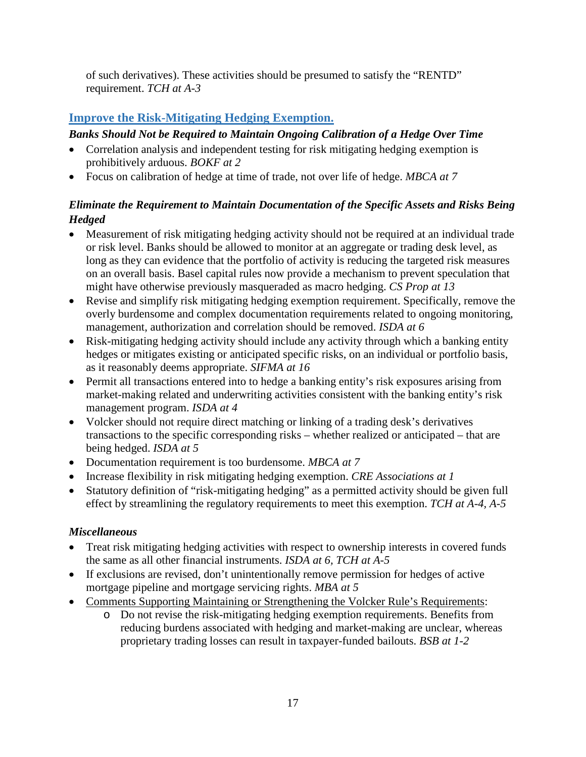of such derivatives). These activities should be presumed to satisfy the "RENTD" requirement. *TCH at A-3*

## Improve the Risk-Mitigating Hedging Exemption.

### *Banks Should Not be Required to Maintain Ongoing Calibration of a Hedge Over Time*

- Correlation analysis and independent testing for risk mitigating hedging exemption is prohibitively arduous. *BOKF at 2*
- Focus on calibration of hedge at time of trade, not over life of hedge. *MBCA at 7*

### *Eliminate the Requirement to Maintain Documentation of the Specific Assets and Risks Being Hedged*

- Measurement of risk mitigating hedging activity should not be required at an individual trade or risk level. Banks should be allowed to monitor at an aggregate or trading desk level, as long as they can evidence that the portfolio of activity is reducing the targeted risk measures on an overall basis. Basel capital rules now provide a mechanism to prevent speculation that might have otherwise previously masqueraded as macro hedging. *CS Prop at 13*
- Revise and simplify risk mitigating hedging exemption requirement. Specifically, remove the overly burdensome and complex documentation requirements related to ongoing monitoring, management, authorization and correlation should be removed. *ISDA at 6*
- Risk-mitigating hedging activity should include any activity through which a banking entity hedges or mitigates existing or anticipated specific risks, on an individual or portfolio basis, as it reasonably deems appropriate. *SIFMA at 16*
- Permit all transactions entered into to hedge a banking entity's risk exposures arising from market-making related and underwriting activities consistent with the banking entity's risk management program. *ISDA at 4*
- Volcker should not require direct matching or linking of a trading desk's derivatives transactions to the specific corresponding risks – whether realized or anticipated – that are being hedged. *ISDA at 5*
- Documentation requirement is too burdensome. *MBCA at 7*
- Increase flexibility in risk mitigating hedging exemption. *CRE Associations at 1*
- Statutory definition of "risk-mitigating hedging" as a permitted activity should be given full effect by streamlining the regulatory requirements to meet this exemption. *TCH at A-4, A-5*

### *Miscellaneous*

- Treat risk mitigating hedging activities with respect to ownership interests in covered funds the same as all other financial instruments. *ISDA at 6, TCH at A-5*
- If exclusions are revised, don't unintentionally remove permission for hedges of active mortgage pipeline and mortgage servicing rights. *MBA at 5*
- Comments Supporting Maintaining or Strengthening the Volcker Rule's Requirements:
    - Do not revise the risk-mitigating hedging exemption requirements. Benefits from reducing burdens associated with hedging and market-making are unclear, whereas proprietary trading losses can result in taxpayer-funded bailouts. *BSB at 1-2*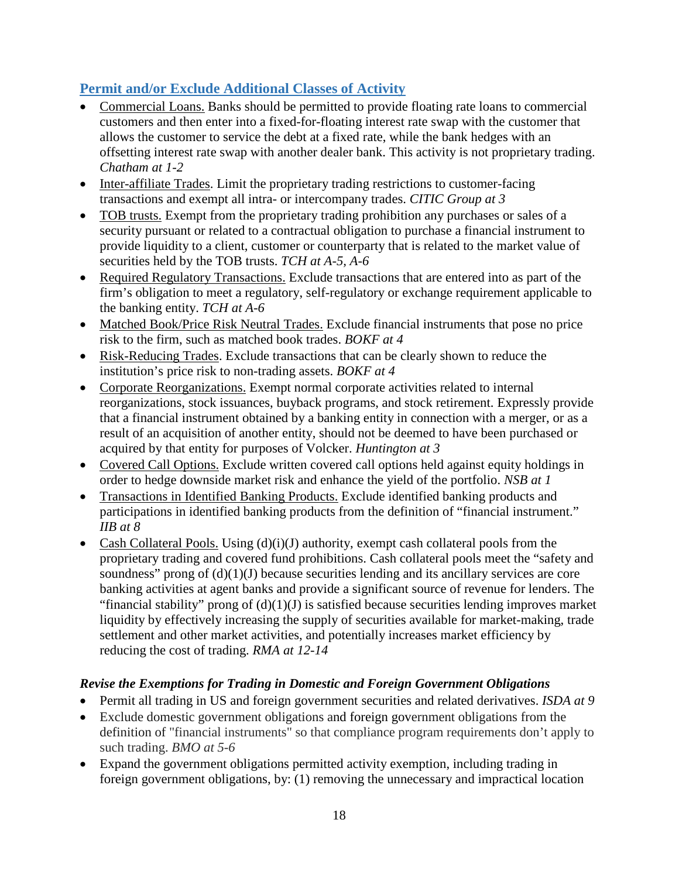## Permit and/or Exclude Additional Classes of Activity

- Commercial Loans. Banks should be permitted to provide floating rate loans to commercial customers and then enter into a fixed-for-floating interest rate swap with the customer that allows the customer to service the debt at a fixed rate, while the bank hedges with an offsetting interest rate swap with another dealer bank. This activity is not proprietary trading. *Chatham at 1-2*
- Inter-affiliate Trades. Limit the proprietary trading restrictions to customer-facing transactions and exempt all intra- or intercompany trades. *CITIC Group at 3*
- TOB trusts. Exempt from the proprietary trading prohibition any purchases or sales of a security pursuant or related to a contractual obligation to purchase a financial instrument to provide liquidity to a client, customer or counterparty that is related to the market value of securities held by the TOB trusts. *TCH at A-5, A-6*
- Required Regulatory Transactions. Exclude transactions that are entered into as part of the firm's obligation to meet a regulatory, self-regulatory or exchange requirement applicable to the banking entity. *TCH at A-6*
- Matched Book/Price Risk Neutral Trades. Exclude financial instruments that pose no price risk to the firm, such as matched book trades. *BOKF at 4*
- Risk-Reducing Trades. Exclude transactions that can be clearly shown to reduce the institution's price risk to non-trading assets. *BOKF at 4*
- Corporate Reorganizations. Exempt normal corporate activities related to internal reorganizations, stock issuances, buyback programs, and stock retirement. Expressly provide that a financial instrument obtained by a banking entity in connection with a merger, or as a result of an acquisition of another entity, should not be deemed to have been purchased or acquired by that entity for purposes of Volcker. *Huntington at 3*
- Covered Call Options. Exclude written covered call options held against equity holdings in order to hedge downside market risk and enhance the yield of the portfolio. *NSB at 1*
- Transactions in Identified Banking Products. Exclude identified banking products and participations in identified banking products from the definition of "financial instrument." *IIB at 8*
- Cash Collateral Pools. Using (d)(i)(J) authority, exempt cash collateral pools from the proprietary trading and covered fund prohibitions. Cash collateral pools meet the "safety and soundness" prong of (d)(1)(J) because securities lending and its ancillary services are core banking activities at agent banks and provide a significant source of revenue for lenders. The "financial stability" prong of (d)(1)(J) is satisfied because securities lending improves market liquidity by effectively increasing the supply of securities available for market-making, trade settlement and other market activities, and potentially increases market efficiency by reducing the cost of trading. *RMA at 12-14*

### *Revise the Exemptions for Trading in Domestic and Foreign Government Obligations*

- Permit all trading in US and foreign government securities and related derivatives. *ISDA at 9*
- Exclude domestic government obligations and foreign government obligations from the definition of "financial instruments" so that compliance program requirements don't apply to such trading. *BMO at 5-6*
- Expand the government obligations permitted activity exemption, including trading in foreign government obligations, by: (1) removing the unnecessary and impractical location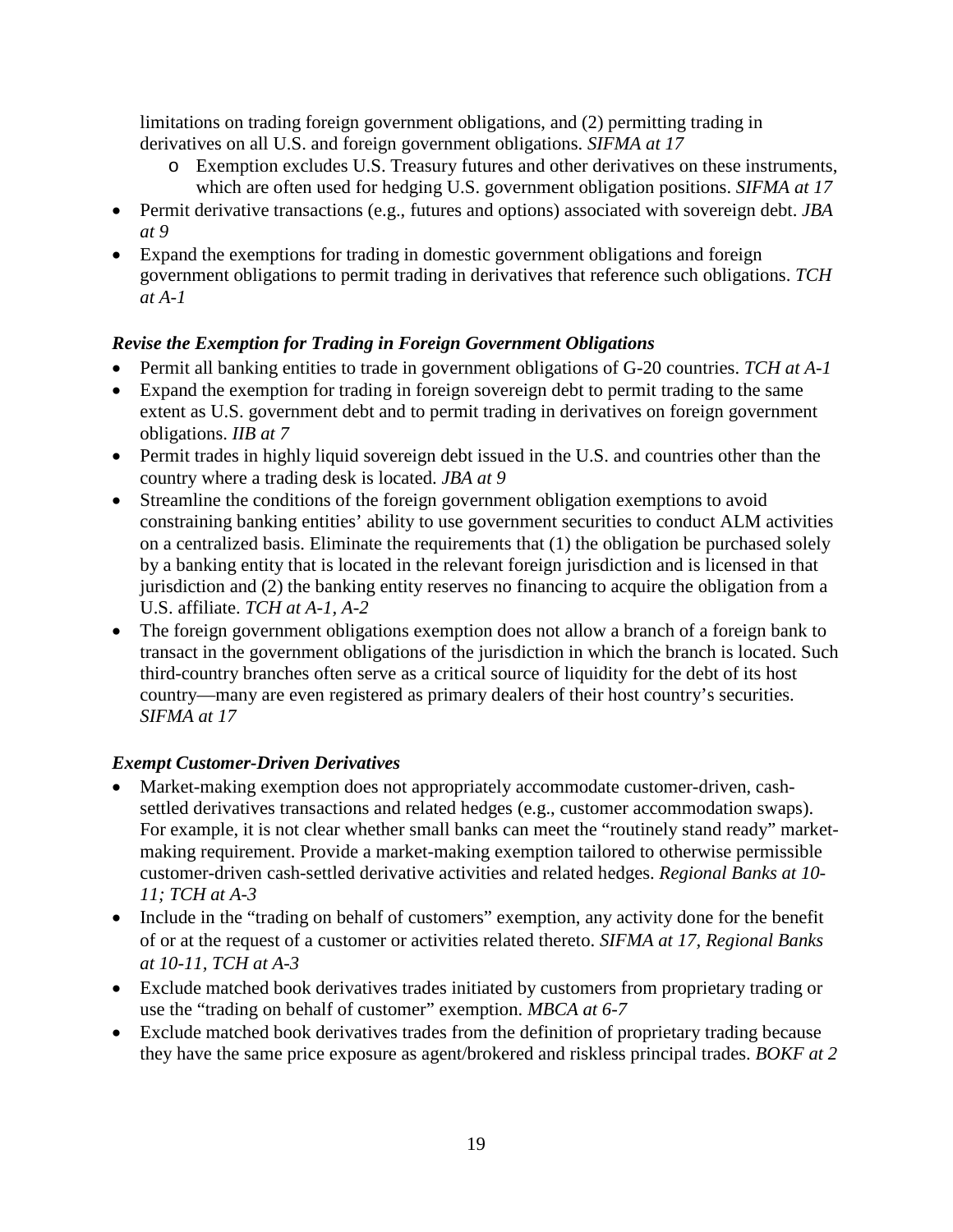limitations on trading foreign government obligations, and (2) permitting trading in derivatives on all U.S. and foreign government obligations. *SIFMA at 17*

  - Exemption excludes U.S. Treasury futures and other derivatives on these instruments, which are often used for hedging U.S. government obligation positions. *SIFMA at 17*

- Permit derivative transactions (e.g., futures and options) associated with sovereign debt. *JBA at 9*
- Expand the exemptions for trading in domestic government obligations and foreign government obligations to permit trading in derivatives that reference such obligations. *TCH at A-1*

***Revise the Exemption for Trading in Foreign Government Obligations***

- Permit all banking entities to trade in government obligations of G-20 countries. *TCH at A-1*
- Expand the exemption for trading in foreign sovereign debt to permit trading to the same extent as U.S. government debt and to permit trading in derivatives on foreign government obligations. *IIB at 7*
- Permit trades in highly liquid sovereign debt issued in the U.S. and countries other than the country where a trading desk is located. *JBA at 9*
- Streamline the conditions of the foreign government obligation exemptions to avoid constraining banking entities' ability to use government securities to conduct ALM activities on a centralized basis. Eliminate the requirements that (1) the obligation be purchased solely by a banking entity that is located in the relevant foreign jurisdiction and is licensed in that jurisdiction and (2) the banking entity reserves no financing to acquire the obligation from a U.S. affiliate. *TCH at A-1, A-2*
- The foreign government obligations exemption does not allow a branch of a foreign bank to transact in the government obligations of the jurisdiction in which the branch is located. Such third-country branches often serve as a critical source of liquidity for the debt of its host country—many are even registered as primary dealers of their host country's securities. *SIFMA at 17*

***Exempt Customer-Driven Derivatives***

- Market-making exemption does not appropriately accommodate customer-driven, cash-settled derivatives transactions and related hedges (e.g., customer accommodation swaps). For example, it is not clear whether small banks can meet the "routinely stand ready" market-making requirement. Provide a market-making exemption tailored to otherwise permissible customer-driven cash-settled derivative activities and related hedges. *Regional Banks at 10-11; TCH at A-3*
- Include in the "trading on behalf of customers" exemption, any activity done for the benefit of or at the request of a customer or activities related thereto. *SIFMA at 17, Regional Banks at 10-11, TCH at A-3*
- Exclude matched book derivatives trades initiated by customers from proprietary trading or use the "trading on behalf of customer" exemption. *MBCA at 6-7*
- Exclude matched book derivatives trades from the definition of proprietary trading because they have the same price exposure as agent/brokered and riskless principal trades. *BOKF at 2*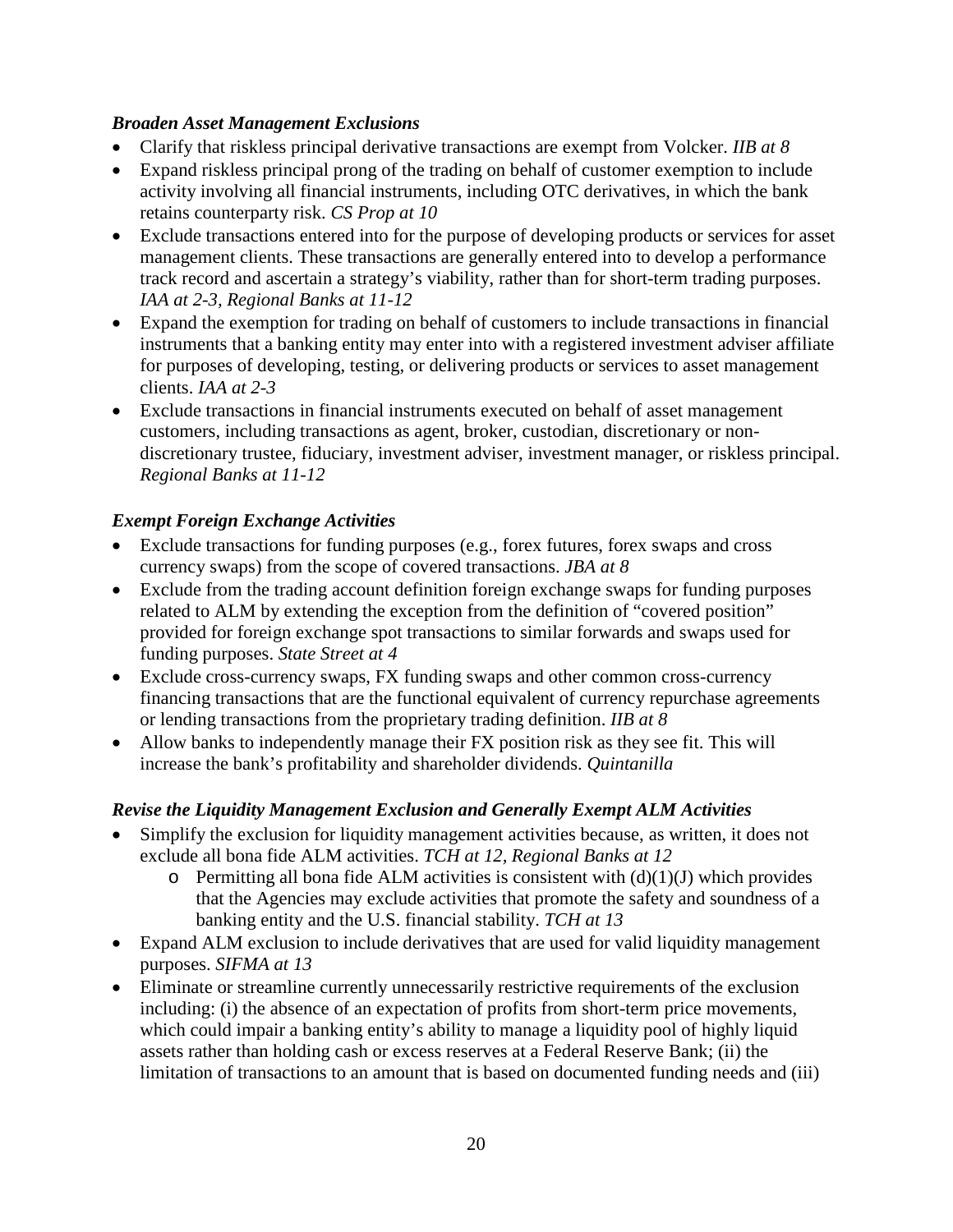***Broaden Asset Management Exclusions***

- Clarify that riskless principal derivative transactions are exempt from Volcker. *IIB at 8*
- Expand riskless principal prong of the trading on behalf of customer exemption to include activity involving all financial instruments, including OTC derivatives, in which the bank retains counterparty risk. *CS Prop at 10*
- Exclude transactions entered into for the purpose of developing products or services for asset management clients. These transactions are generally entered into to develop a performance track record and ascertain a strategy's viability, rather than for short-term trading purposes. *IAA at 2-3, Regional Banks at 11-12*
- Expand the exemption for trading on behalf of customers to include transactions in financial instruments that a banking entity may enter into with a registered investment adviser affiliate for purposes of developing, testing, or delivering products or services to asset management clients. *IAA at 2-3*
- Exclude transactions in financial instruments executed on behalf of asset management customers, including transactions as agent, broker, custodian, discretionary or non-discretionary trustee, fiduciary, investment adviser, investment manager, or riskless principal. *Regional Banks at 11-12*

***Exempt Foreign Exchange Activities***

- Exclude transactions for funding purposes (e.g., forex futures, forex swaps and cross currency swaps) from the scope of covered transactions. *JBA at 8*
- Exclude from the trading account definition foreign exchange swaps for funding purposes related to ALM by extending the exception from the definition of "covered position" provided for foreign exchange spot transactions to similar forwards and swaps used for funding purposes. *State Street at 4*
- Exclude cross-currency swaps, FX funding swaps and other common cross-currency financing transactions that are the functional equivalent of currency repurchase agreements or lending transactions from the proprietary trading definition. *IIB at 8*
- Allow banks to independently manage their FX position risk as they see fit. This will increase the bank's profitability and shareholder dividends. *Quintanilla*

***Revise the Liquidity Management Exclusion and Generally Exempt ALM Activities***

- Simplify the exclusion for liquidity management activities because, as written, it does not exclude all bona fide ALM activities. *TCH at 12, Regional Banks at 12*
  - Permitting all bona fide ALM activities is consistent with (d)(1)(J) which provides that the Agencies may exclude activities that promote the safety and soundness of a banking entity and the U.S. financial stability. *TCH at 13*
- Expand ALM exclusion to include derivatives that are used for valid liquidity management purposes. *SIFMA at 13*
- Eliminate or streamline currently unnecessarily restrictive requirements of the exclusion including: (i) the absence of an expectation of profits from short-term price movements, which could impair a banking entity's ability to manage a liquidity pool of highly liquid assets rather than holding cash or excess reserves at a Federal Reserve Bank; (ii) the limitation of transactions to an amount that is based on documented funding needs and (iii)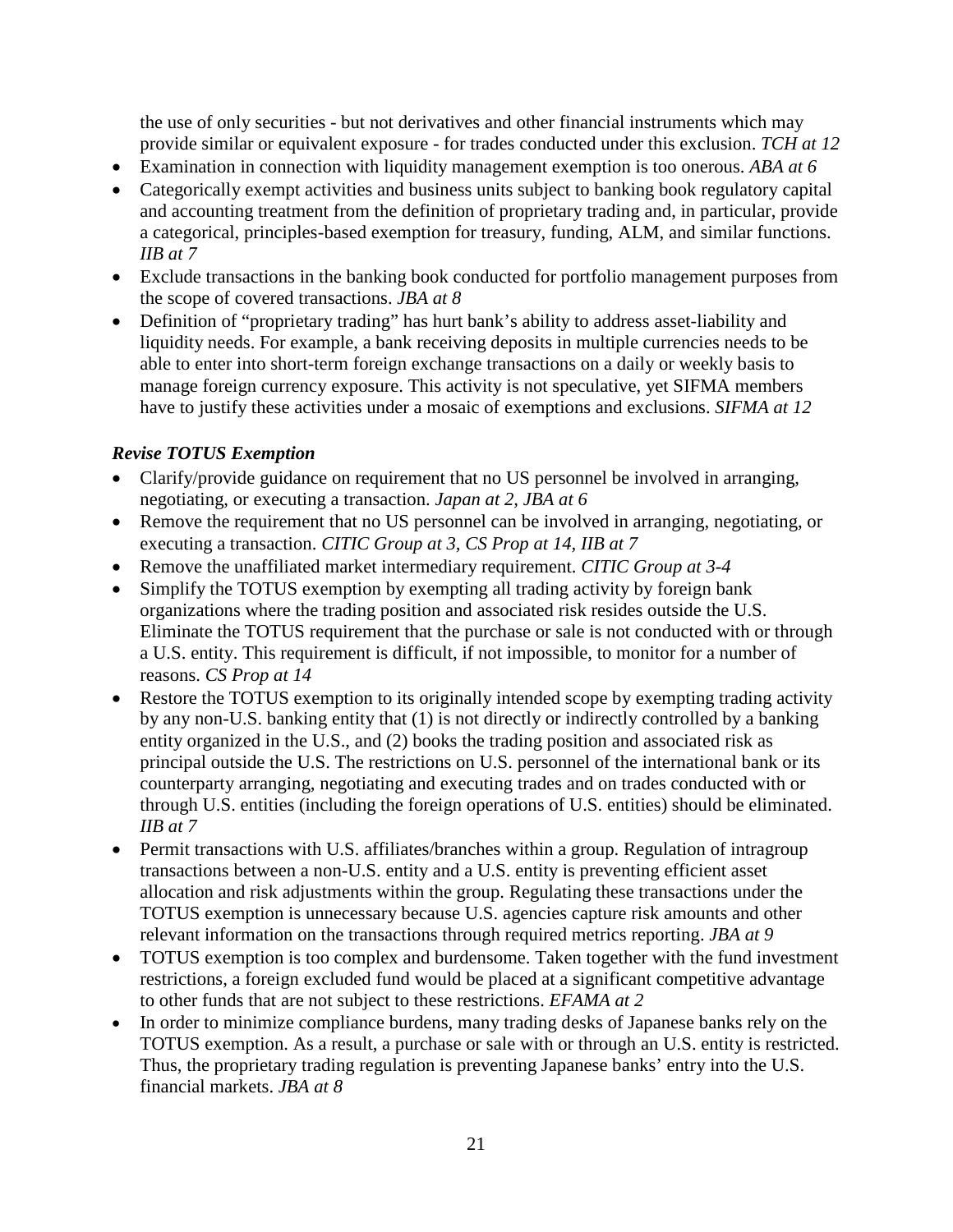the use of only securities - but not derivatives and other financial instruments which may provide similar or equivalent exposure - for trades conducted under this exclusion. *TCH at 12*

- Examination in connection with liquidity management exemption is too onerous. *ABA at 6*
- Categorically exempt activities and business units subject to banking book regulatory capital and accounting treatment from the definition of proprietary trading and, in particular, provide a categorical, principles-based exemption for treasury, funding, ALM, and similar functions. *IIB at 7*
- Exclude transactions in the banking book conducted for portfolio management purposes from the scope of covered transactions. *JBA at 8*
- Definition of "proprietary trading" has hurt bank's ability to address asset-liability and liquidity needs. For example, a bank receiving deposits in multiple currencies needs to be able to enter into short-term foreign exchange transactions on a daily or weekly basis to manage foreign currency exposure. This activity is not speculative, yet SIFMA members have to justify these activities under a mosaic of exemptions and exclusions. *SIFMA at 12*

***Revise TOTUS Exemption***

- Clarify/provide guidance on requirement that no US personnel be involved in arranging, negotiating, or executing a transaction. *Japan at 2, JBA at 6*
- Remove the requirement that no US personnel can be involved in arranging, negotiating, or executing a transaction. *CITIC Group at 3, CS Prop at 14, IIB at 7*
- Remove the unaffiliated market intermediary requirement. *CITIC Group at 3-4*
- Simplify the TOTUS exemption by exempting all trading activity by foreign bank organizations where the trading position and associated risk resides outside the U.S. Eliminate the TOTUS requirement that the purchase or sale is not conducted with or through a U.S. entity. This requirement is difficult, if not impossible, to monitor for a number of reasons. *CS Prop at 14*
- Restore the TOTUS exemption to its originally intended scope by exempting trading activity by any non-U.S. banking entity that (1) is not directly or indirectly controlled by a banking entity organized in the U.S., and (2) books the trading position and associated risk as principal outside the U.S. The restrictions on U.S. personnel of the international bank or its counterparty arranging, negotiating and executing trades and on trades conducted with or through U.S. entities (including the foreign operations of U.S. entities) should be eliminated. *IIB at 7*
- Permit transactions with U.S. affiliates/branches within a group. Regulation of intragroup transactions between a non-U.S. entity and a U.S. entity is preventing efficient asset allocation and risk adjustments within the group. Regulating these transactions under the TOTUS exemption is unnecessary because U.S. agencies capture risk amounts and other relevant information on the transactions through required metrics reporting. *JBA at 9*
- TOTUS exemption is too complex and burdensome. Taken together with the fund investment restrictions, a foreign excluded fund would be placed at a significant competitive advantage to other funds that are not subject to these restrictions. *EFAMA at 2*
- In order to minimize compliance burdens, many trading desks of Japanese banks rely on the TOTUS exemption. As a result, a purchase or sale with or through an U.S. entity is restricted. Thus, the proprietary trading regulation is preventing Japanese banks' entry into the U.S. financial markets. *JBA at 8*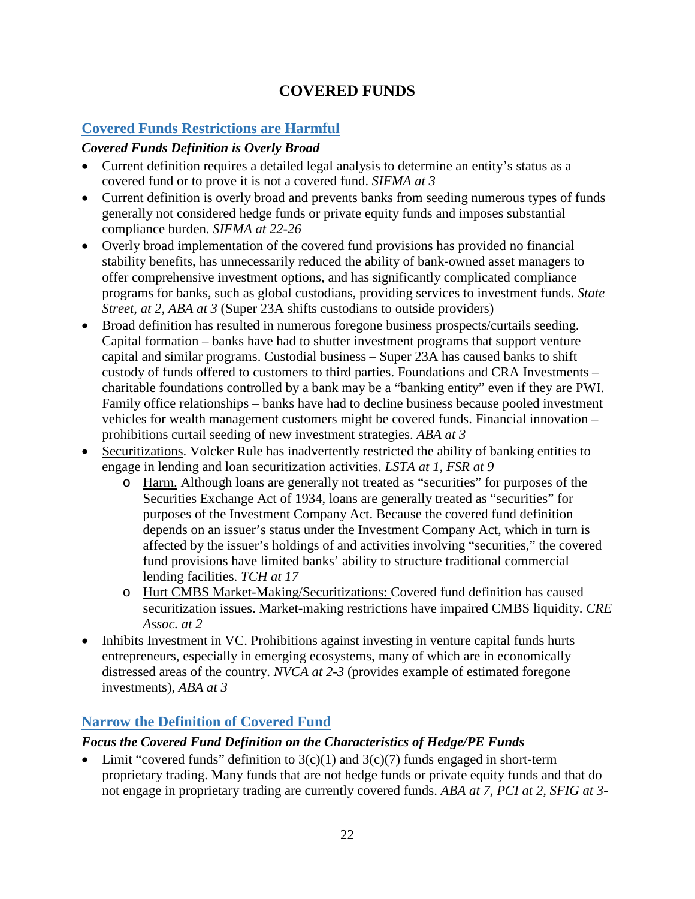# COVERED FUNDS

## Covered Funds Restrictions are Harmful

### *Covered Funds Definition is Overly Broad*

- Current definition requires a detailed legal analysis to determine an entity's status as a covered fund or to prove it is not a covered fund. *SIFMA at 3*
- Current definition is overly broad and prevents banks from seeding numerous types of funds generally not considered hedge funds or private equity funds and imposes substantial compliance burden. *SIFMA at 22-26*
- Overly broad implementation of the covered fund provisions has provided no financial stability benefits, has unnecessarily reduced the ability of bank-owned asset managers to offer comprehensive investment options, and has significantly complicated compliance programs for banks, such as global custodians, providing services to investment funds. *State Street, at 2, ABA at 3* (Super 23A shifts custodians to outside providers)
- Broad definition has resulted in numerous foregone business prospects/curtails seeding. Capital formation – banks have had to shutter investment programs that support venture capital and similar programs. Custodial business – Super 23A has caused banks to shift custody of funds offered to customers to third parties. Foundations and CRA Investments – charitable foundations controlled by a bank may be a "banking entity" even if they are PWI. Family office relationships – banks have had to decline business because pooled investment vehicles for wealth management customers might be covered funds. Financial innovation – prohibitions curtail seeding of new investment strategies. *ABA at 3*
- Securitizations. Volcker Rule has inadvertently restricted the ability of banking entities to engage in lending and loan securitization activities. *LSTA at 1, FSR at 9*
  - Harm. Although loans are generally not treated as "securities" for purposes of the Securities Exchange Act of 1934, loans are generally treated as "securities" for purposes of the Investment Company Act. Because the covered fund definition depends on an issuer's status under the Investment Company Act, which in turn is affected by the issuer's holdings of and activities involving "securities," the covered fund provisions have limited banks' ability to structure traditional commercial lending facilities. *TCH at 17*
  - Hurt CMBS Market-Making/Securitizations: Covered fund definition has caused securitization issues. Market-making restrictions have impaired CMBS liquidity. *CRE Assoc. at 2*
- Inhibits Investment in VC. Prohibitions against investing in venture capital funds hurts entrepreneurs, especially in emerging ecosystems, many of which are in economically distressed areas of the country. *NVCA at 2-3* (provides example of estimated foregone investments), *ABA at 3*

## Narrow the Definition of Covered Fund

### *Focus the Covered Fund Definition on the Characteristics of Hedge/PE Funds*

- Limit "covered funds" definition to 3(c)(1) and 3(c)(7) funds engaged in short-term proprietary trading. Many funds that are not hedge funds or private equity funds and that do not engage in proprietary trading are currently covered funds. *ABA at 7, PCI at 2, SFIG at 3-*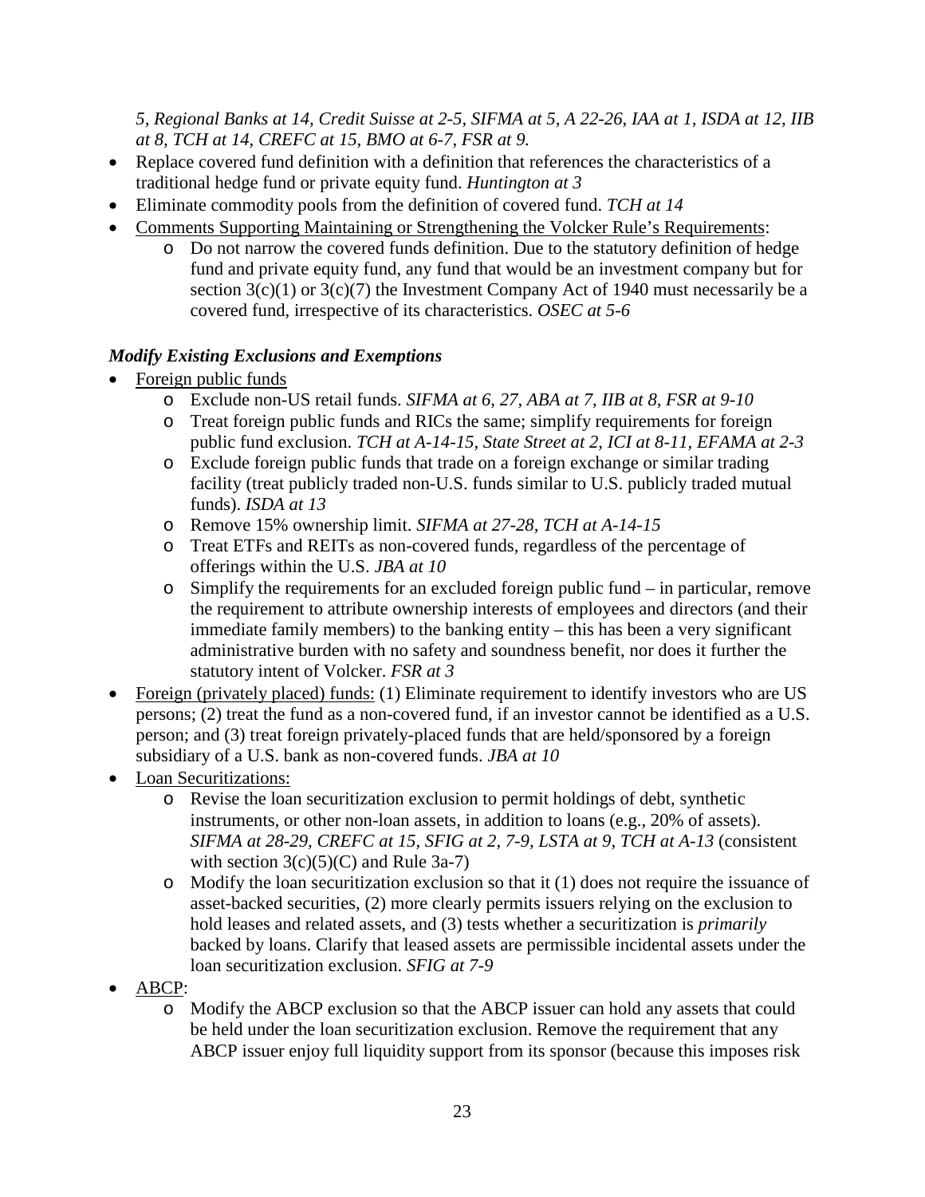*5, Regional Banks at 14, Credit Suisse at 2-5, SIFMA at 5, A 22-26, IAA at 1, ISDA at 12, IIB at 8, TCH at 14, CREFC at 15, BMO at 6-7, FSR at 9.*

- Replace covered fund definition with a definition that references the characteristics of a traditional hedge fund or private equity fund. *Huntington at 3*
- Eliminate commodity pools from the definition of covered fund. *TCH at 14*
- Comments Supporting Maintaining or Strengthening the Volcker Rule's Requirements:
    - Do not narrow the covered funds definition. Due to the statutory definition of hedge fund and private equity fund, any fund that would be an investment company but for section 3(c)(1) or 3(c)(7) the Investment Company Act of 1940 must necessarily be a covered fund, irrespective of its characteristics. *OSEC at 5-6*

***Modify Existing Exclusions and Exemptions***

- Foreign public funds
    - Exclude non-US retail funds. *SIFMA at 6, 27, ABA at 7, IIB at 8, FSR at 9-10*
    - Treat foreign public funds and RICs the same; simplify requirements for foreign public fund exclusion. *TCH at A-14-15, State Street at 2, ICI at 8-11, EFAMA at 2-3*
    - Exclude foreign public funds that trade on a foreign exchange or similar trading facility (treat publicly traded non-U.S. funds similar to U.S. publicly traded mutual funds). *ISDA at 13*
    - Remove 15% ownership limit. *SIFMA at 27-28, TCH at A-14-15*
    - Treat ETFs and REITs as non-covered funds, regardless of the percentage of offerings within the U.S. *JBA at 10*
    - Simplify the requirements for an excluded foreign public fund – in particular, remove the requirement to attribute ownership interests of employees and directors (and their immediate family members) to the banking entity – this has been a very significant administrative burden with no safety and soundness benefit, nor does it further the statutory intent of Volcker. *FSR at 3*
- Foreign (privately placed) funds: (1) Eliminate requirement to identify investors who are US persons; (2) treat the fund as a non-covered fund, if an investor cannot be identified as a U.S. person; and (3) treat foreign privately-placed funds that are held/sponsored by a foreign subsidiary of a U.S. bank as non-covered funds. *JBA at 10*
- Loan Securitizations:
    - Revise the loan securitization exclusion to permit holdings of debt, synthetic instruments, or other non-loan assets, in addition to loans (e.g., 20% of assets). *SIFMA at 28-29, CREFC at 15, SFIG at 2, 7-9, LSTA at 9, TCH at A-13* (consistent with section 3(c)(5)(C) and Rule 3a-7)
    - Modify the loan securitization exclusion so that it (1) does not require the issuance of asset-backed securities, (2) more clearly permits issuers relying on the exclusion to hold leases and related assets, and (3) tests whether a securitization is *primarily* backed by loans. Clarify that leased assets are permissible incidental assets under the loan securitization exclusion. *SFIG at 7-9*
- ABCP:
    - Modify the ABCP exclusion so that the ABCP issuer can hold any assets that could be held under the loan securitization exclusion. Remove the requirement that any ABCP issuer enjoy full liquidity support from its sponsor (because this imposes risk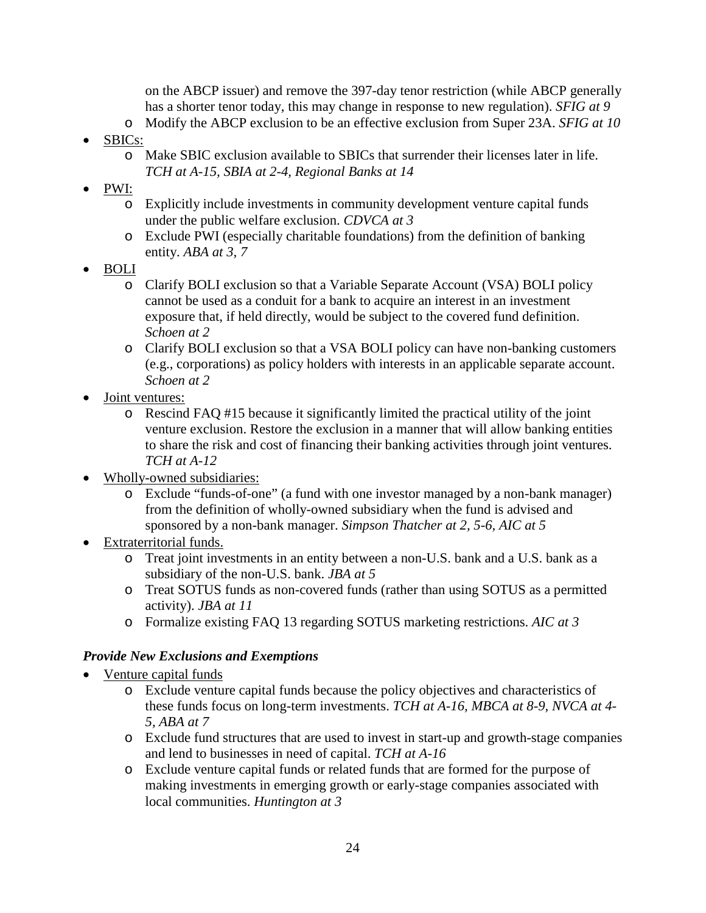- on the ABCP issuer) and remove the 397-day tenor restriction (while ABCP generally has a shorter tenor today, this may change in response to new regulation). *SFIG at 9*
  - Modify the ABCP exclusion to be an effective exclusion from Super 23A. *SFIG at 10*
- SBICs:
  - Make SBIC exclusion available to SBICs that surrender their licenses later in life. *TCH at A-15, SBIA at 2-4, Regional Banks at 14*
- PWI:
  - Explicitly include investments in community development venture capital funds under the public welfare exclusion. *CDVCA at 3*
  - Exclude PWI (especially charitable foundations) from the definition of banking entity. *ABA at 3, 7*
- BOLI
  - Clarify BOLI exclusion so that a Variable Separate Account (VSA) BOLI policy cannot be used as a conduit for a bank to acquire an interest in an investment exposure that, if held directly, would be subject to the covered fund definition. *Schoen at 2*
  - Clarify BOLI exclusion so that a VSA BOLI policy can have non-banking customers (e.g., corporations) as policy holders with interests in an applicable separate account. *Schoen at 2*
- Joint ventures:
  - Rescind FAQ #15 because it significantly limited the practical utility of the joint venture exclusion. Restore the exclusion in a manner that will allow banking entities to share the risk and cost of financing their banking activities through joint ventures. *TCH at A-12*
- Wholly-owned subsidiaries:
  - Exclude "funds-of-one" (a fund with one investor managed by a non-bank manager) from the definition of wholly-owned subsidiary when the fund is advised and sponsored by a non-bank manager. *Simpson Thatcher at 2, 5-6, AIC at 5*
- Extraterritorial funds.
  - Treat joint investments in an entity between a non-U.S. bank and a U.S. bank as a subsidiary of the non-U.S. bank. *JBA at 5*
  - Treat SOTUS funds as non-covered funds (rather than using SOTUS as a permitted activity). *JBA at 11*
  - Formalize existing FAQ 13 regarding SOTUS marketing restrictions. *AIC at 3*

***Provide New Exclusions and Exemptions***

- Venture capital funds
  - Exclude venture capital funds because the policy objectives and characteristics of these funds focus on long-term investments. *TCH at A-16, MBCA at 8-9, NVCA at 4-5, ABA at 7*
  - Exclude fund structures that are used to invest in start-up and growth-stage companies and lend to businesses in need of capital. *TCH at A-16*
  - Exclude venture capital funds or related funds that are formed for the purpose of making investments in emerging growth or early-stage companies associated with local communities. *Huntington at 3*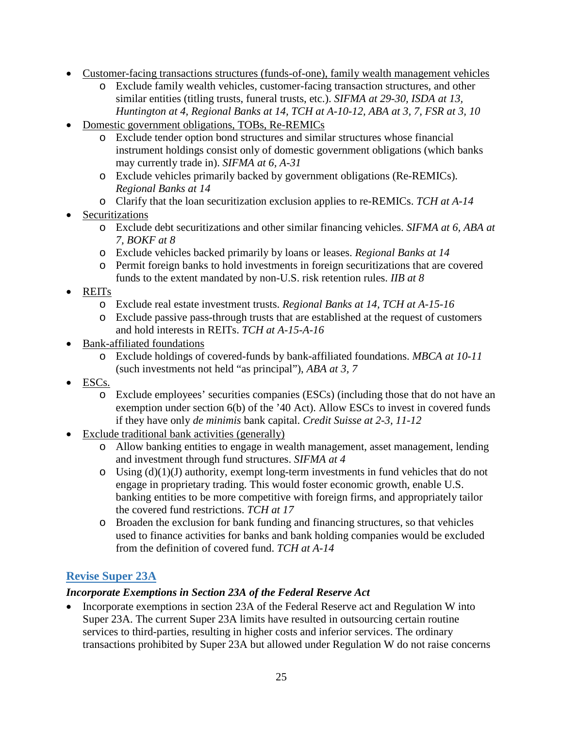- Customer-facing transactions structures (funds-of-one), family wealth management vehicles
  - Exclude family wealth vehicles, customer-facing transaction structures, and other similar entities (titling trusts, funeral trusts, etc.). *SIFMA at 29-30, ISDA at 13, Huntington at 4, Regional Banks at 14, TCH at A-10-12, ABA at 3, 7, FSR at 3, 10*
- Domestic government obligations, TOBs, Re-REMICs
  - Exclude tender option bond structures and similar structures whose financial instrument holdings consist only of domestic government obligations (which banks may currently trade in). *SIFMA at 6, A-31*
  - Exclude vehicles primarily backed by government obligations (Re-REMICs). *Regional Banks at 14*
  - Clarify that the loan securitization exclusion applies to re-REMICs. *TCH at A-14*
- Securitizations
  - Exclude debt securitizations and other similar financing vehicles. *SIFMA at 6, ABA at 7, BOKF at 8*
  - Exclude vehicles backed primarily by loans or leases. *Regional Banks at 14*
  - Permit foreign banks to hold investments in foreign securitizations that are covered funds to the extent mandated by non-U.S. risk retention rules. *IIB at 8*
- REITs
  - Exclude real estate investment trusts. *Regional Banks at 14, TCH at A-15-16*
  - Exclude passive pass-through trusts that are established at the request of customers and hold interests in REITs. *TCH at A-15-A-16*
- Bank-affiliated foundations
  - Exclude holdings of covered-funds by bank-affiliated foundations. *MBCA at 10-11* (such investments not held "as principal"), *ABA at 3, 7*
- ESCs.
  - Exclude employees' securities companies (ESCs) (including those that do not have an exemption under section 6(b) of the '40 Act). Allow ESCs to invest in covered funds if they have only *de minimis* bank capital. *Credit Suisse at 2-3, 11-12*
- Exclude traditional bank activities (generally)
  - Allow banking entities to engage in wealth management, asset management, lending and investment through fund structures. *SIFMA at 4*
  - Using (d)(1)(J) authority, exempt long-term investments in fund vehicles that do not engage in proprietary trading. This would foster economic growth, enable U.S. banking entities to be more competitive with foreign firms, and appropriately tailor the covered fund restrictions. *TCH at 17*
  - Broaden the exclusion for bank funding and financing structures, so that vehicles used to finance activities for banks and bank holding companies would be excluded from the definition of covered fund. *TCH at A-14*

## Revise Super 23A

### *Incorporate Exemptions in Section 23A of the Federal Reserve Act*

- Incorporate exemptions in section 23A of the Federal Reserve act and Regulation W into Super 23A. The current Super 23A limits have resulted in outsourcing certain routine services to third-parties, resulting in higher costs and inferior services. The ordinary transactions prohibited by Super 23A but allowed under Regulation W do not raise concerns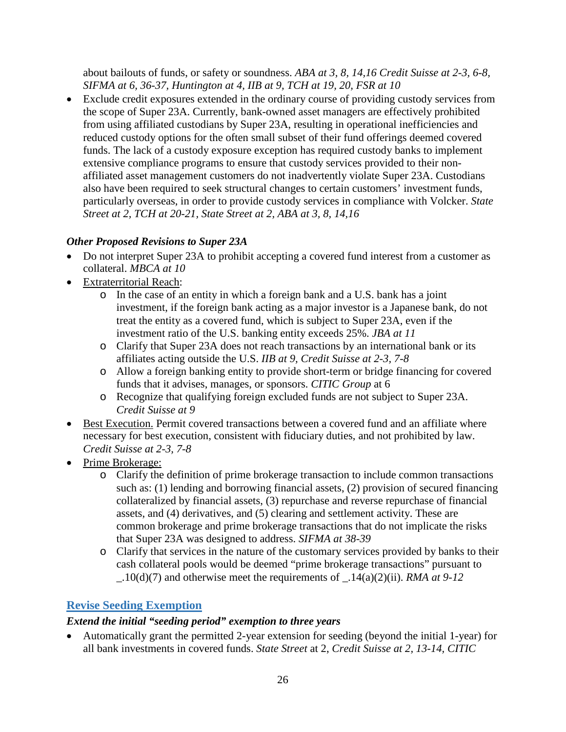about bailouts of funds, or safety or soundness. *ABA at 3, 8, 14,16 Credit Suisse at 2-3, 6-8, SIFMA at 6, 36-37, Huntington at 4, IIB at 9, TCH at 19, 20, FSR at 10*

- Exclude credit exposures extended in the ordinary course of providing custody services from the scope of Super 23A. Currently, bank-owned asset managers are effectively prohibited from using affiliated custodians by Super 23A, resulting in operational inefficiencies and reduced custody options for the often small subset of their fund offerings deemed covered funds. The lack of a custody exposure exception has required custody banks to implement extensive compliance programs to ensure that custody services provided to their non-affiliated asset management customers do not inadvertently violate Super 23A. Custodians also have been required to seek structural changes to certain customers' investment funds, particularly overseas, in order to provide custody services in compliance with Volcker. *State Street at 2, TCH at 20-21, State Street at 2, ABA at 3, 8, 14,16*

### *Other Proposed Revisions to Super 23A*

- Do not interpret Super 23A to prohibit accepting a covered fund interest from a customer as collateral. *MBCA at 10*
- Extraterritorial Reach:
  - In the case of an entity in which a foreign bank and a U.S. bank has a joint investment, if the foreign bank acting as a major investor is a Japanese bank, do not treat the entity as a covered fund, which is subject to Super 23A, even if the investment ratio of the U.S. banking entity exceeds 25%. *JBA at 11*
  - Clarify that Super 23A does not reach transactions by an international bank or its affiliates acting outside the U.S. *IIB at 9, Credit Suisse at 2-3, 7-8*
  - Allow a foreign banking entity to provide short-term or bridge financing for covered funds that it advises, manages, or sponsors. *CITIC Group* at 6
  - Recognize that qualifying foreign excluded funds are not subject to Super 23A. *Credit Suisse at 9*
- Best Execution. Permit covered transactions between a covered fund and an affiliate where necessary for best execution, consistent with fiduciary duties, and not prohibited by law. *Credit Suisse at 2-3, 7-8*
- Prime Brokerage:
  - Clarify the definition of prime brokerage transaction to include common transactions such as: (1) lending and borrowing financial assets, (2) provision of secured financing collateralized by financial assets, (3) repurchase and reverse repurchase of financial assets, and (4) derivatives, and (5) clearing and settlement activity. These are common brokerage and prime brokerage transactions that do not implicate the risks that Super 23A was designed to address. *SIFMA at 38-39*
  - Clarify that services in the nature of the customary services provided by banks to their cash collateral pools would be deemed "prime brokerage transactions" pursuant to _.10(d)(7) and otherwise meet the requirements of _.14(a)(2)(ii). *RMA at 9-12*

## Revise Seeding Exemption

### *Extend the initial "seeding period" exemption to three years*

- Automatically grant the permitted 2-year extension for seeding (beyond the initial 1-year) for all bank investments in covered funds. *State Street* at 2, *Credit Suisse at 2, 13-14, CITIC*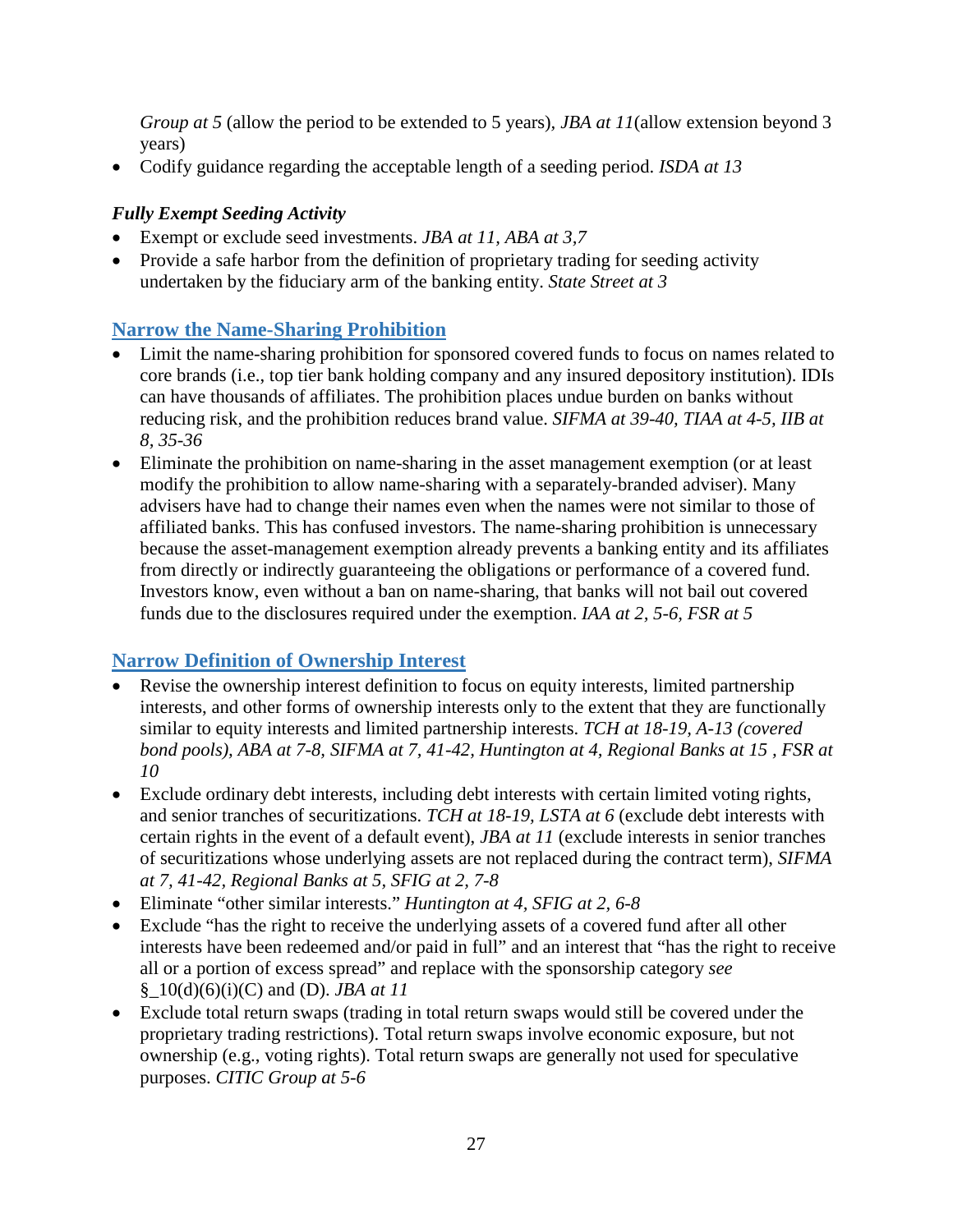*Group at 5* (allow the period to be extended to 5 years), *JBA at 11*(allow extension beyond 3 years)

- Codify guidance regarding the acceptable length of a seeding period. *ISDA at 13*

***Fully Exempt Seeding Activity***

- Exempt or exclude seed investments. *JBA at 11, ABA at 3,7*
- Provide a safe harbor from the definition of proprietary trading for seeding activity undertaken by the fiduciary arm of the banking entity. *State Street at 3*

## Narrow the Name-Sharing Prohibition

- Limit the name-sharing prohibition for sponsored covered funds to focus on names related to core brands (i.e., top tier bank holding company and any insured depository institution). IDIs can have thousands of affiliates. The prohibition places undue burden on banks without reducing risk, and the prohibition reduces brand value. *SIFMA at 39-40, TIAA at 4-5, IIB at 8, 35-36*
- Eliminate the prohibition on name-sharing in the asset management exemption (or at least modify the prohibition to allow name-sharing with a separately-branded adviser). Many advisers have had to change their names even when the names were not similar to those of affiliated banks. This has confused investors. The name-sharing prohibition is unnecessary because the asset-management exemption already prevents a banking entity and its affiliates from directly or indirectly guaranteeing the obligations or performance of a covered fund. Investors know, even without a ban on name-sharing, that banks will not bail out covered funds due to the disclosures required under the exemption. *IAA at 2, 5-6, FSR at 5*

## Narrow Definition of Ownership Interest

- Revise the ownership interest definition to focus on equity interests, limited partnership interests, and other forms of ownership interests only to the extent that they are functionally similar to equity interests and limited partnership interests. *TCH at 18-19, A-13 (covered bond pools), ABA at 7-8, SIFMA at 7, 41-42, Huntington at 4, Regional Banks at 15 , FSR at 10*
- Exclude ordinary debt interests, including debt interests with certain limited voting rights, and senior tranches of securitizations. *TCH at 18-19, LSTA at 6* (exclude debt interests with certain rights in the event of a default event), *JBA at 11* (exclude interests in senior tranches of securitizations whose underlying assets are not replaced during the contract term), *SIFMA at 7, 41-42, Regional Banks at 5, SFIG at 2, 7-8*
- Eliminate "other similar interests." *Huntington at 4, SFIG at 2, 6-8*
- Exclude "has the right to receive the underlying assets of a covered fund after all other interests have been redeemed and/or paid in full" and an interest that "has the right to receive all or a portion of excess spread" and replace with the sponsorship category *see* §_10(d)(6)(i)(C) and (D). *JBA at 11*
- Exclude total return swaps (trading in total return swaps would still be covered under the proprietary trading restrictions). Total return swaps involve economic exposure, but not ownership (e.g., voting rights). Total return swaps are generally not used for speculative purposes. *CITIC Group at 5-6*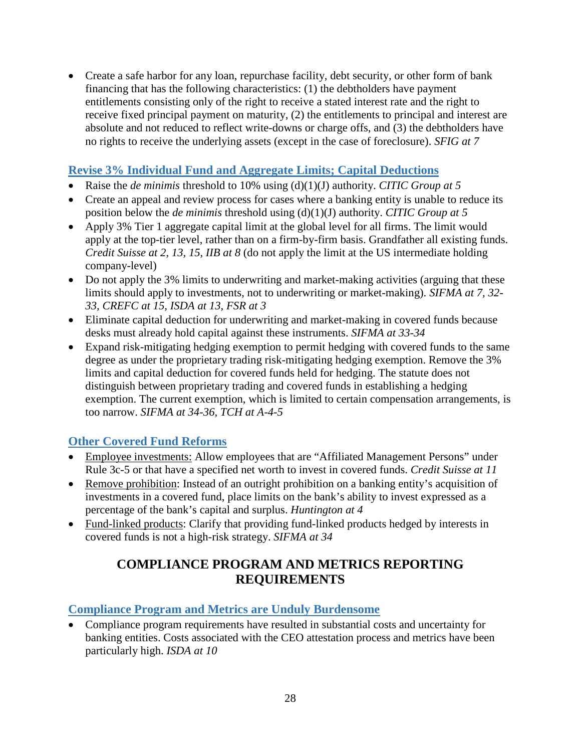- Create a safe harbor for any loan, repurchase facility, debt security, or other form of bank financing that has the following characteristics: (1) the debtholders have payment entitlements consisting only of the right to receive a stated interest rate and the right to receive fixed principal payment on maturity, (2) the entitlements to principal and interest are absolute and not reduced to reflect write-downs or charge offs, and (3) the debtholders have no rights to receive the underlying assets (except in the case of foreclosure). *SFIG at 7*

### Revise 3% Individual Fund and Aggregate Limits; Capital Deductions

- Raise the *de minimis* threshold to 10% using (d)(1)(J) authority. *CITIC Group at 5*
- Create an appeal and review process for cases where a banking entity is unable to reduce its position below the *de minimis* threshold using (d)(1)(J) authority. *CITIC Group at 5*
- Apply 3% Tier 1 aggregate capital limit at the global level for all firms. The limit would apply at the top-tier level, rather than on a firm-by-firm basis. Grandfather all existing funds. *Credit Suisse at 2, 13, 15, IIB at 8* (do not apply the limit at the US intermediate holding company-level)
- Do not apply the 3% limits to underwriting and market-making activities (arguing that these limits should apply to investments, not to underwriting or market-making). *SIFMA at 7, 32-33, CREFC at 15, ISDA at 13, FSR at 3*
- Eliminate capital deduction for underwriting and market-making in covered funds because desks must already hold capital against these instruments. *SIFMA at 33-34*
- Expand risk-mitigating hedging exemption to permit hedging with covered funds to the same degree as under the proprietary trading risk-mitigating hedging exemption. Remove the 3% limits and capital deduction for covered funds held for hedging. The statute does not distinguish between proprietary trading and covered funds in establishing a hedging exemption. The current exemption, which is limited to certain compensation arrangements, is too narrow. *SIFMA at 34-36, TCH at A-4-5*

### Other Covered Fund Reforms

- Employee investments: Allow employees that are "Affiliated Management Persons" under Rule 3c-5 or that have a specified net worth to invest in covered funds. *Credit Suisse at 11*
- Remove prohibition: Instead of an outright prohibition on a banking entity's acquisition of investments in a covered fund, place limits on the bank's ability to invest expressed as a percentage of the bank's capital and surplus. *Huntington at 4*
- Fund-linked products: Clarify that providing fund-linked products hedged by interests in covered funds is not a high-risk strategy. *SIFMA at 34*

## COMPLIANCE PROGRAM AND METRICS REPORTING REQUIREMENTS

### Compliance Program and Metrics are Unduly Burdensome

- Compliance program requirements have resulted in substantial costs and uncertainty for banking entities. Costs associated with the CEO attestation process and metrics have been particularly high. *ISDA at 10*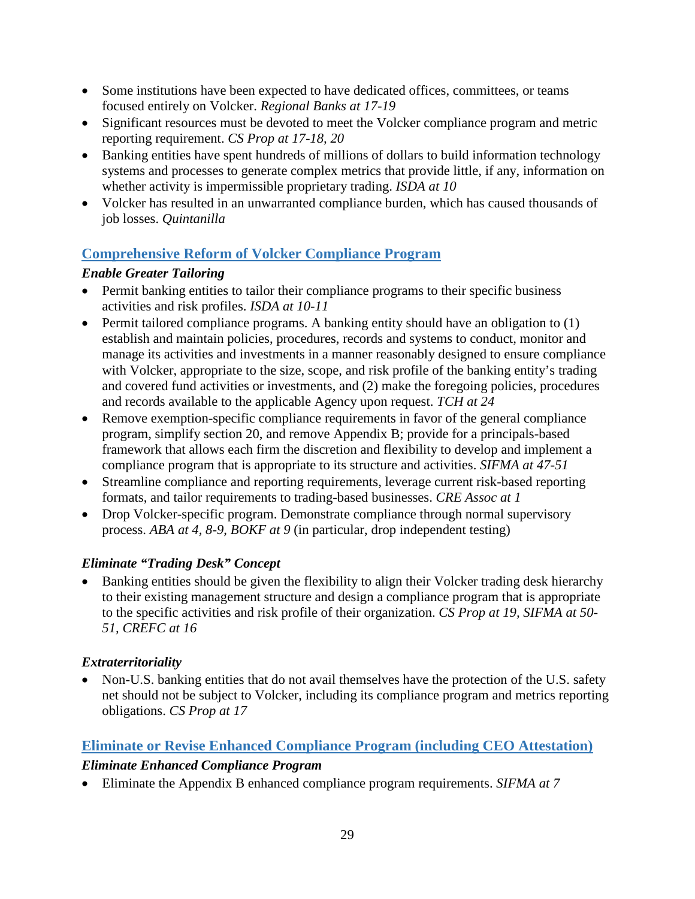- Some institutions have been expected to have dedicated offices, committees, or teams focused entirely on Volcker. *Regional Banks at 17-19*
- Significant resources must be devoted to meet the Volcker compliance program and metric reporting requirement. *CS Prop at 17-18, 20*
- Banking entities have spent hundreds of millions of dollars to build information technology systems and processes to generate complex metrics that provide little, if any, information on whether activity is impermissible proprietary trading. *ISDA at 10*
- Volcker has resulted in an unwarranted compliance burden, which has caused thousands of job losses. *Quintanilla*

## Comprehensive Reform of Volcker Compliance Program

### *Enable Greater Tailoring*

- Permit banking entities to tailor their compliance programs to their specific business activities and risk profiles. *ISDA at 10-11*
- Permit tailored compliance programs. A banking entity should have an obligation to (1) establish and maintain policies, procedures, records and systems to conduct, monitor and manage its activities and investments in a manner reasonably designed to ensure compliance with Volcker, appropriate to the size, scope, and risk profile of the banking entity's trading and covered fund activities or investments, and (2) make the foregoing policies, procedures and records available to the applicable Agency upon request. *TCH at 24*
- Remove exemption-specific compliance requirements in favor of the general compliance program, simplify section 20, and remove Appendix B; provide for a principals-based framework that allows each firm the discretion and flexibility to develop and implement a compliance program that is appropriate to its structure and activities. *SIFMA at 47-51*
- Streamline compliance and reporting requirements, leverage current risk-based reporting formats, and tailor requirements to trading-based businesses. *CRE Assoc at 1*
- Drop Volcker-specific program. Demonstrate compliance through normal supervisory process. *ABA at 4, 8-9, BOKF at 9* (in particular, drop independent testing)

### *Eliminate "Trading Desk" Concept*

- Banking entities should be given the flexibility to align their Volcker trading desk hierarchy to their existing management structure and design a compliance program that is appropriate to the specific activities and risk profile of their organization. *CS Prop at 19, SIFMA at 50-51, CREFC at 16*

### *Extraterritoriality*

- Non-U.S. banking entities that do not avail themselves have the protection of the U.S. safety net should not be subject to Volcker, including its compliance program and metrics reporting obligations. *CS Prop at 17*

## Eliminate or Revise Enhanced Compliance Program (including CEO Attestation)

### *Eliminate Enhanced Compliance Program*

- Eliminate the Appendix B enhanced compliance program requirements. *SIFMA at 7*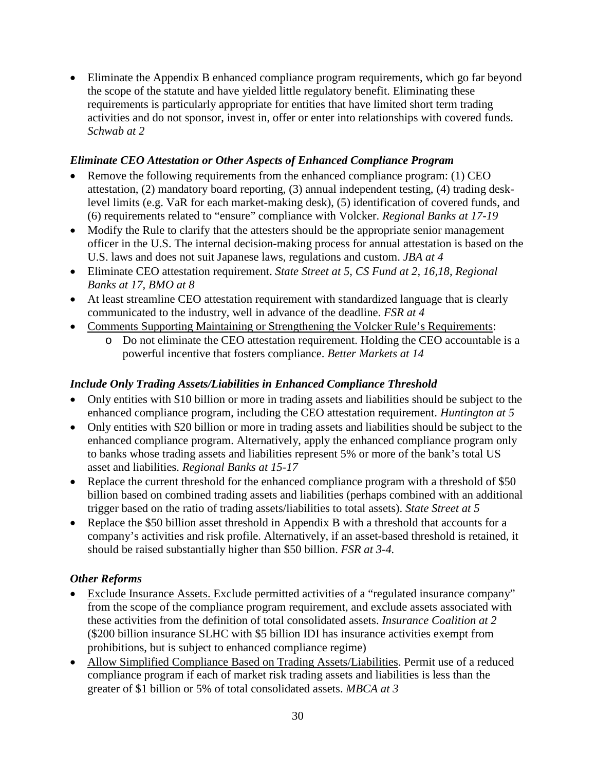- Eliminate the Appendix B enhanced compliance program requirements, which go far beyond the scope of the statute and have yielded little regulatory benefit. Eliminating these requirements is particularly appropriate for entities that have limited short term trading activities and do not sponsor, invest in, offer or enter into relationships with covered funds. *Schwab at 2*

### *Eliminate CEO Attestation or Other Aspects of Enhanced Compliance Program*

- Remove the following requirements from the enhanced compliance program: (1) CEO attestation, (2) mandatory board reporting, (3) annual independent testing, (4) trading desk-level limits (e.g. VaR for each market-making desk), (5) identification of covered funds, and (6) requirements related to "ensure" compliance with Volcker. *Regional Banks at 17-19*
- Modify the Rule to clarify that the attesters should be the appropriate senior management officer in the U.S. The internal decision-making process for annual attestation is based on the U.S. laws and does not suit Japanese laws, regulations and custom. *JBA at 4*
- Eliminate CEO attestation requirement. *State Street at 5, CS Fund at 2, 16,18, Regional Banks at 17, BMO at 8*
- At least streamline CEO attestation requirement with standardized language that is clearly communicated to the industry, well in advance of the deadline. *FSR at 4*
- Comments Supporting Maintaining or Strengthening the Volcker Rule's Requirements:
  - Do not eliminate the CEO attestation requirement. Holding the CEO accountable is a powerful incentive that fosters compliance. *Better Markets at 14*

### *Include Only Trading Assets/Liabilities in Enhanced Compliance Threshold*

- Only entities with \$10 billion or more in trading assets and liabilities should be subject to the enhanced compliance program, including the CEO attestation requirement. *Huntington at 5*
- Only entities with \$20 billion or more in trading assets and liabilities should be subject to the enhanced compliance program. Alternatively, apply the enhanced compliance program only to banks whose trading assets and liabilities represent 5% or more of the bank's total US asset and liabilities. *Regional Banks at 15-17*
- Replace the current threshold for the enhanced compliance program with a threshold of \$50 billion based on combined trading assets and liabilities (perhaps combined with an additional trigger based on the ratio of trading assets/liabilities to total assets). *State Street at 5*
- Replace the \$50 billion asset threshold in Appendix B with a threshold that accounts for a company's activities and risk profile. Alternatively, if an asset-based threshold is retained, it should be raised substantially higher than \$50 billion. *FSR at 3-4.*

### *Other Reforms*

- Exclude Insurance Assets. Exclude permitted activities of a "regulated insurance company" from the scope of the compliance program requirement, and exclude assets associated with these activities from the definition of total consolidated assets. *Insurance Coalition at 2* (\$200 billion insurance SLHC with \$5 billion IDI has insurance activities exempt from prohibitions, but is subject to enhanced compliance regime)
- Allow Simplified Compliance Based on Trading Assets/Liabilities. Permit use of a reduced compliance program if each of market risk trading assets and liabilities is less than the greater of \$1 billion or 5% of total consolidated assets. *MBCA at 3*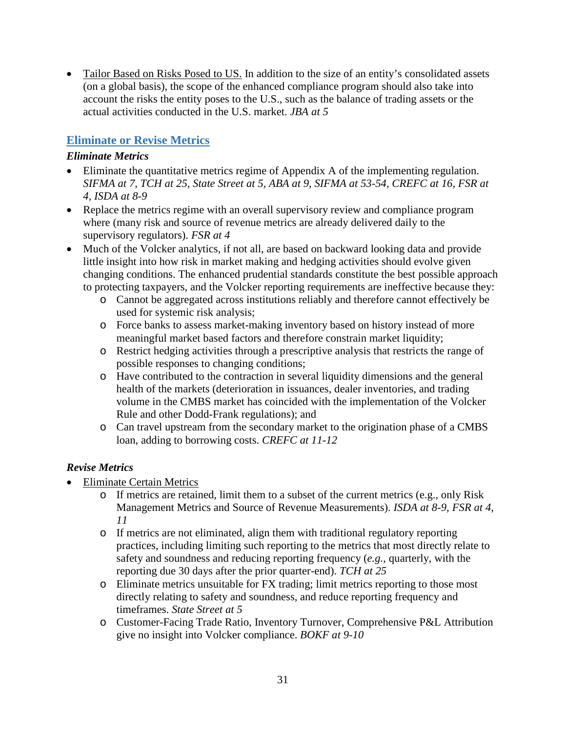- Tailor Based on Risks Posed to US. In addition to the size of an entity's consolidated assets (on a global basis), the scope of the enhanced compliance program should also take into account the risks the entity poses to the U.S., such as the balance of trading assets or the actual activities conducted in the U.S. market. *JBA at 5*

## Eliminate or Revise Metrics

### *Eliminate Metrics*

- Eliminate the quantitative metrics regime of Appendix A of the implementing regulation. *SIFMA at 7, TCH at 25, State Street at 5, ABA at 9, SIFMA at 53-54, CREFC at 16, FSR at 4, ISDA at 8-9*
- Replace the metrics regime with an overall supervisory review and compliance program where (many risk and source of revenue metrics are already delivered daily to the supervisory regulators). *FSR at 4*
- Much of the Volcker analytics, if not all, are based on backward looking data and provide little insight into how risk in market making and hedging activities should evolve given changing conditions. The enhanced prudential standards constitute the best possible approach to protecting taxpayers, and the Volcker reporting requirements are ineffective because they:
  - Cannot be aggregated across institutions reliably and therefore cannot effectively be used for systemic risk analysis;
  - Force banks to assess market-making inventory based on history instead of more meaningful market based factors and therefore constrain market liquidity;
  - Restrict hedging activities through a prescriptive analysis that restricts the range of possible responses to changing conditions;
  - Have contributed to the contraction in several liquidity dimensions and the general health of the markets (deterioration in issuances, dealer inventories, and trading volume in the CMBS market has coincided with the implementation of the Volcker Rule and other Dodd-Frank regulations); and
  - Can travel upstream from the secondary market to the origination phase of a CMBS loan, adding to borrowing costs. *CREFC at 11-12*

### *Revise Metrics*

- Eliminate Certain Metrics
  - If metrics are retained, limit them to a subset of the current metrics (e.g., only Risk Management Metrics and Source of Revenue Measurements). *ISDA at 8-9, FSR at 4, 11*
  - If metrics are not eliminated, align them with traditional regulatory reporting practices, including limiting such reporting to the metrics that most directly relate to safety and soundness and reducing reporting frequency (*e.g.*, quarterly, with the reporting due 30 days after the prior quarter-end). *TCH at 25*
  - Eliminate metrics unsuitable for FX trading; limit metrics reporting to those most directly relating to safety and soundness, and reduce reporting frequency and timeframes. *State Street at 5*
  - Customer-Facing Trade Ratio, Inventory Turnover, Comprehensive P&L Attribution give no insight into Volcker compliance. *BOKF at 9-10*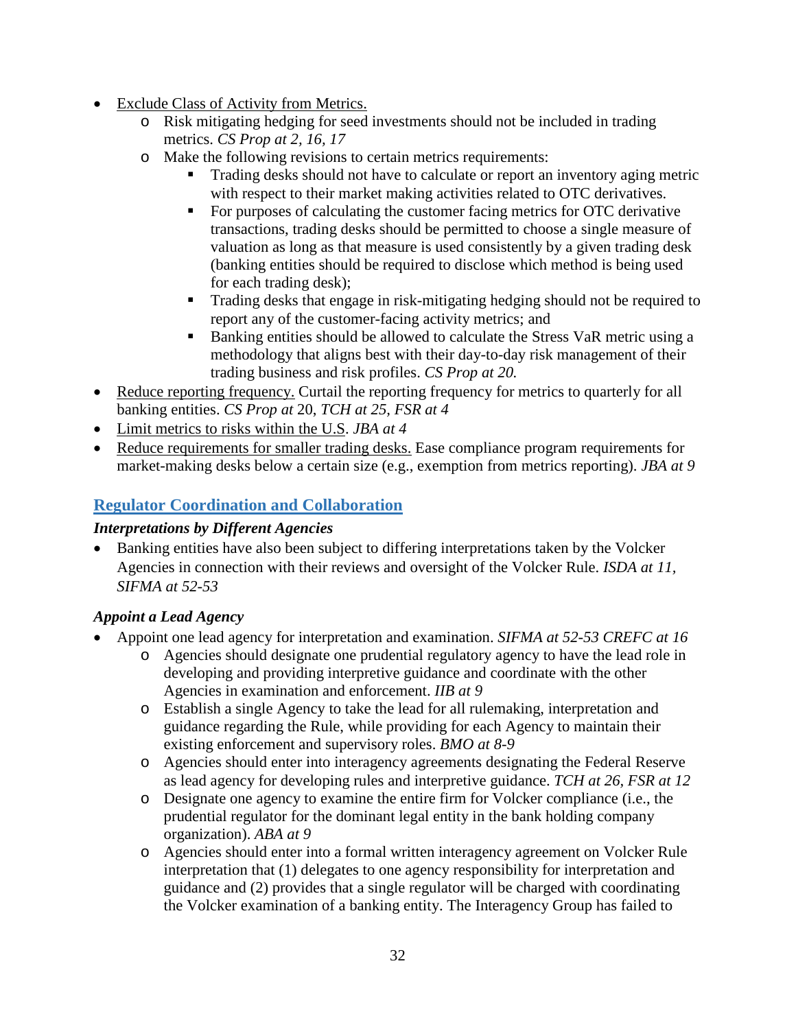- <u>Exclude Class of Activity from Metrics.</u>
    - Risk mitigating hedging for seed investments should not be included in trading metrics. *CS Prop at 2, 16, 17*
    - Make the following revisions to certain metrics requirements:
        - Trading desks should not have to calculate or report an inventory aging metric with respect to their market making activities related to OTC derivatives.
        - For purposes of calculating the customer facing metrics for OTC derivative transactions, trading desks should be permitted to choose a single measure of valuation as long as that measure is used consistently by a given trading desk (banking entities should be required to disclose which method is being used for each trading desk);
        - Trading desks that engage in risk-mitigating hedging should not be required to report any of the customer-facing activity metrics; and
        - Banking entities should be allowed to calculate the Stress VaR metric using a methodology that aligns best with their day-to-day risk management of their trading business and risk profiles. *CS Prop at 20.*
- <u>Reduce reporting frequency.</u> Curtail the reporting frequency for metrics to quarterly for all banking entities. *CS Prop at* 20, *TCH at 25, FSR at 4*
- <u>Limit metrics to risks within the U.S</u>. *JBA at 4*
- <u>Reduce requirements for smaller trading desks.</u> Ease compliance program requirements for market-making desks below a certain size (e.g., exemption from metrics reporting). *JBA at 9*

## Regulator Coordination and Collaboration

### *Interpretations by Different Agencies*

- Banking entities have also been subject to differing interpretations taken by the Volcker Agencies in connection with their reviews and oversight of the Volcker Rule. *ISDA at 11, SIFMA at 52-53*

### *Appoint a Lead Agency*

- Appoint one lead agency for interpretation and examination. *SIFMA at 52-53 CREFC at 16*
    - Agencies should designate one prudential regulatory agency to have the lead role in developing and providing interpretive guidance and coordinate with the other Agencies in examination and enforcement. *IIB at 9*
    - Establish a single Agency to take the lead for all rulemaking, interpretation and guidance regarding the Rule, while providing for each Agency to maintain their existing enforcement and supervisory roles. *BMO at 8-9*
    - Agencies should enter into interagency agreements designating the Federal Reserve as lead agency for developing rules and interpretive guidance. *TCH at 26, FSR at 12*
    - Designate one agency to examine the entire firm for Volcker compliance (i.e., the prudential regulator for the dominant legal entity in the bank holding company organization). *ABA at 9*
    - Agencies should enter into a formal written interagency agreement on Volcker Rule interpretation that (1) delegates to one agency responsibility for interpretation and guidance and (2) provides that a single regulator will be charged with coordinating the Volcker examination of a banking entity. The Interagency Group has failed to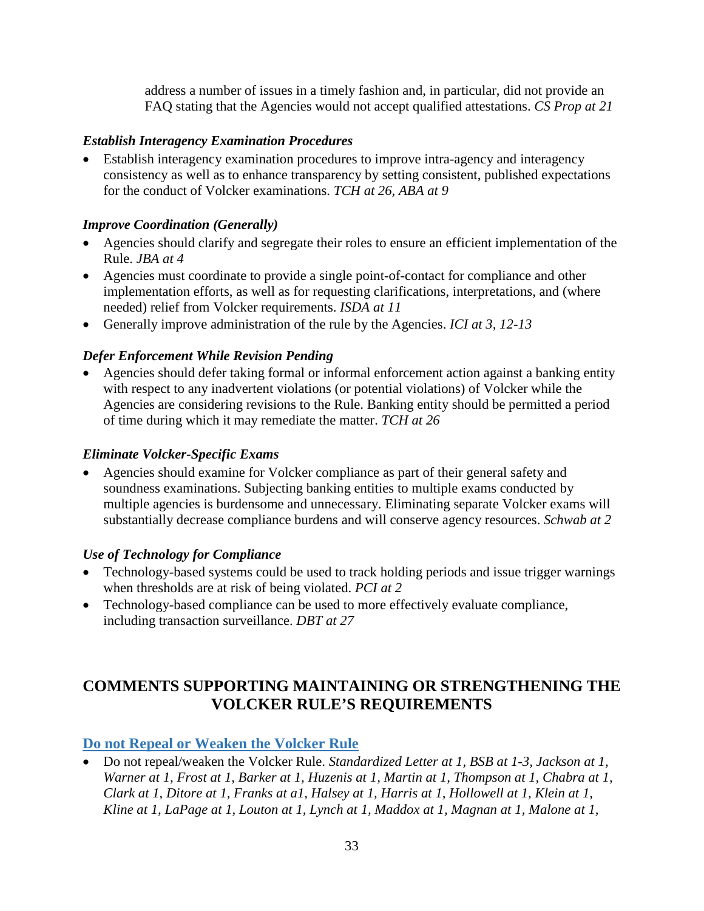address a number of issues in a timely fashion and, in particular, did not provide an FAQ stating that the Agencies would not accept qualified attestations. *CS Prop at 21*

***Establish Interagency Examination Procedures***

- Establish interagency examination procedures to improve intra-agency and interagency consistency as well as to enhance transparency by setting consistent, published expectations for the conduct of Volcker examinations. *TCH at 26, ABA at 9*

***Improve Coordination (Generally)***

- Agencies should clarify and segregate their roles to ensure an efficient implementation of the Rule. *JBA at 4*
- Agencies must coordinate to provide a single point-of-contact for compliance and other implementation efforts, as well as for requesting clarifications, interpretations, and (where needed) relief from Volcker requirements. *ISDA at 11*
- Generally improve administration of the rule by the Agencies. *ICI at 3, 12-13*

***Defer Enforcement While Revision Pending***

- Agencies should defer taking formal or informal enforcement action against a banking entity with respect to any inadvertent violations (or potential violations) of Volcker while the Agencies are considering revisions to the Rule. Banking entity should be permitted a period of time during which it may remediate the matter. *TCH at 26*

***Eliminate Volcker-Specific Exams***

- Agencies should examine for Volcker compliance as part of their general safety and soundness examinations. Subjecting banking entities to multiple exams conducted by multiple agencies is burdensome and unnecessary. Eliminating separate Volcker exams will substantially decrease compliance burdens and will conserve agency resources. *Schwab at 2*

***Use of Technology for Compliance***

- Technology-based systems could be used to track holding periods and issue trigger warnings when thresholds are at risk of being violated. *PCI at 2*
- Technology-based compliance can be used to more effectively evaluate compliance, including transaction surveillance. *DBT at 27*

## COMMENTS SUPPORTING MAINTAINING OR STRENGTHENING THE VOLCKER RULE'S REQUIREMENTS

### Do not Repeal or Weaken the Volcker Rule

- Do not repeal/weaken the Volcker Rule. *Standardized Letter at 1, BSB at 1-3, Jackson at 1, Warner at 1, Frost at 1, Barker at 1, Huzenis at 1, Martin at 1, Thompson at 1, Chabra at 1, Clark at 1, Ditore at 1, Franks at a1, Halsey at 1, Harris at 1, Hollowell at 1, Klein at 1, Kline at 1, LaPage at 1, Louton at 1, Lynch at 1, Maddox at 1, Magnan at 1, Malone at 1,*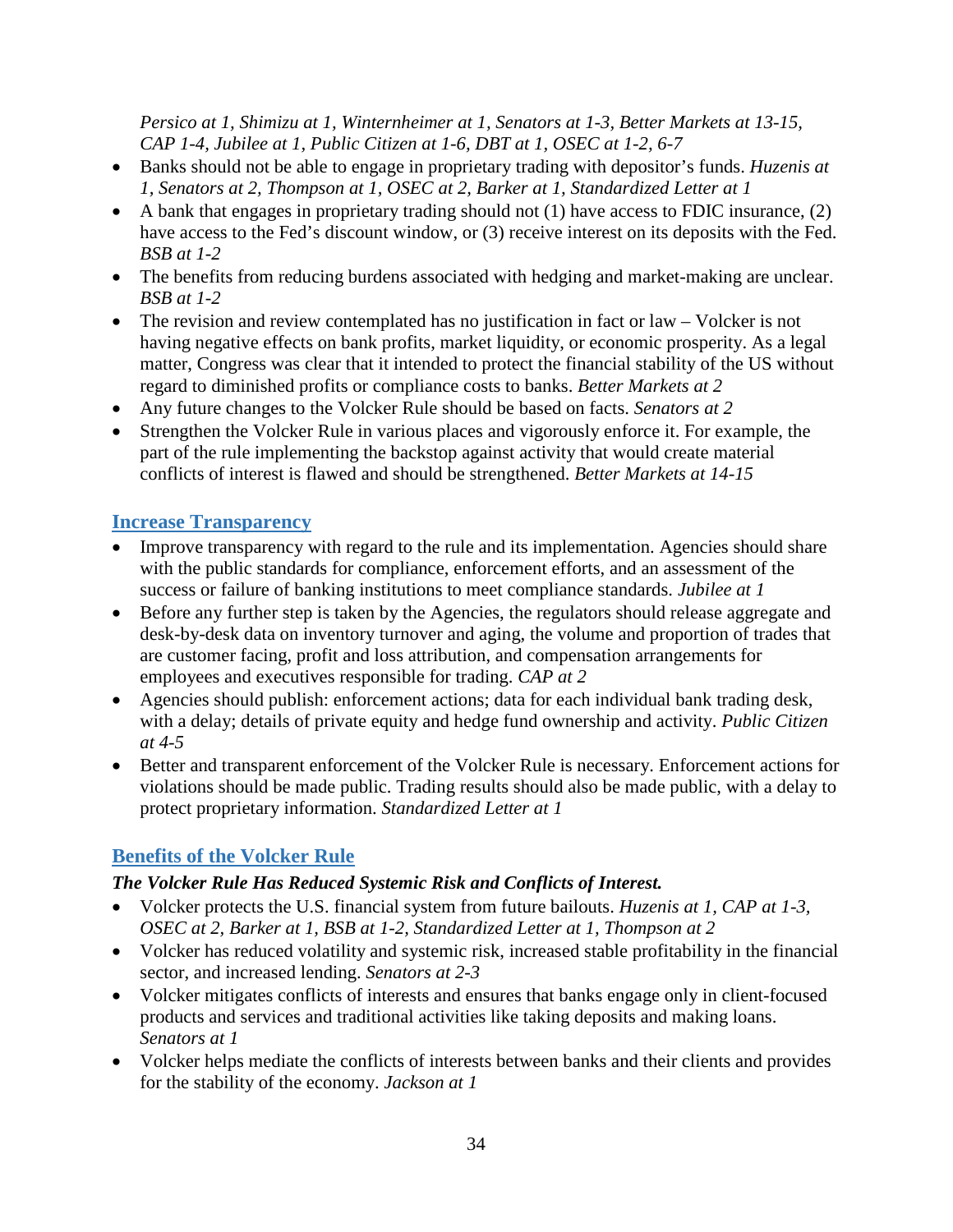*Persico at 1, Shimizu at 1, Winternheimer at 1, Senators at 1-3, Better Markets at 13-15, CAP 1-4, Jubilee at 1, Public Citizen at 1-6, DBT at 1, OSEC at 1-2, 6-7*

- Banks should not be able to engage in proprietary trading with depositor's funds. *Huzenis at 1, Senators at 2, Thompson at 1, OSEC at 2, Barker at 1, Standardized Letter at 1*
- A bank that engages in proprietary trading should not (1) have access to FDIC insurance, (2) have access to the Fed's discount window, or (3) receive interest on its deposits with the Fed. *BSB at 1-2*
- The benefits from reducing burdens associated with hedging and market-making are unclear. *BSB at 1-2*
- The revision and review contemplated has no justification in fact or law – Volcker is not having negative effects on bank profits, market liquidity, or economic prosperity. As a legal matter, Congress was clear that it intended to protect the financial stability of the US without regard to diminished profits or compliance costs to banks. *Better Markets at 2*
- Any future changes to the Volcker Rule should be based on facts. *Senators at 2*
- Strengthen the Volcker Rule in various places and vigorously enforce it. For example, the part of the rule implementing the backstop against activity that would create material conflicts of interest is flawed and should be strengthened. *Better Markets at 14-15*

## Increase Transparency

- Improve transparency with regard to the rule and its implementation. Agencies should share with the public standards for compliance, enforcement efforts, and an assessment of the success or failure of banking institutions to meet compliance standards. *Jubilee at 1*
- Before any further step is taken by the Agencies, the regulators should release aggregate and desk-by-desk data on inventory turnover and aging, the volume and proportion of trades that are customer facing, profit and loss attribution, and compensation arrangements for employees and executives responsible for trading. *CAP at 2*
- Agencies should publish: enforcement actions; data for each individual bank trading desk, with a delay; details of private equity and hedge fund ownership and activity. *Public Citizen at 4-5*
- Better and transparent enforcement of the Volcker Rule is necessary. Enforcement actions for violations should be made public. Trading results should also be made public, with a delay to protect proprietary information. *Standardized Letter at 1*

## Benefits of the Volcker Rule

### *The Volcker Rule Has Reduced Systemic Risk and Conflicts of Interest.*

- Volcker protects the U.S. financial system from future bailouts. *Huzenis at 1, CAP at 1-3, OSEC at 2, Barker at 1, BSB at 1-2, Standardized Letter at 1, Thompson at 2*
- Volcker has reduced volatility and systemic risk, increased stable profitability in the financial sector, and increased lending. *Senators at 2-3*
- Volcker mitigates conflicts of interests and ensures that banks engage only in client-focused products and services and traditional activities like taking deposits and making loans. *Senators at 1*
- Volcker helps mediate the conflicts of interests between banks and their clients and provides for the stability of the economy. *Jackson at 1*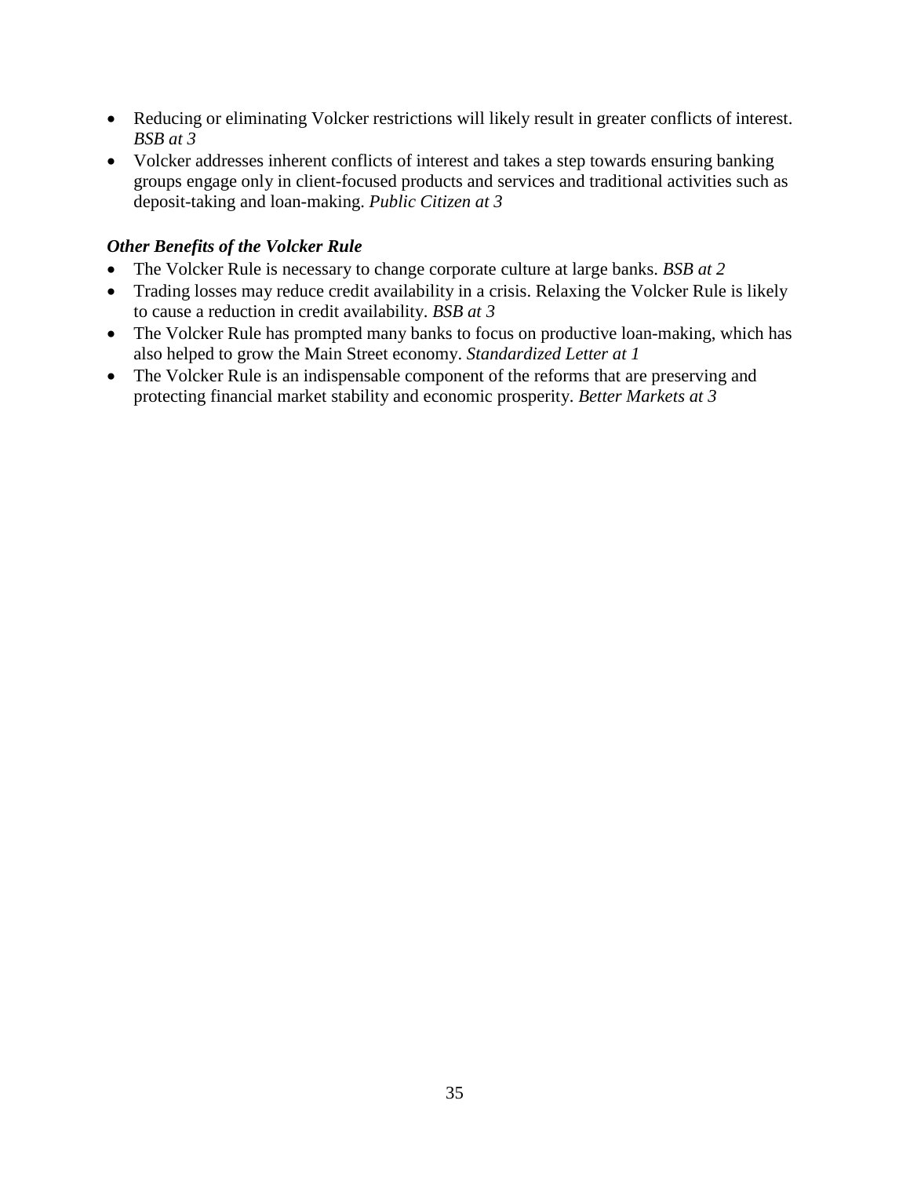- Reducing or eliminating Volcker restrictions will likely result in greater conflicts of interest. *BSB at 3*
- Volcker addresses inherent conflicts of interest and takes a step towards ensuring banking groups engage only in client-focused products and services and traditional activities such as deposit-taking and loan-making. *Public Citizen at 3*

***Other Benefits of the Volcker Rule***

- The Volcker Rule is necessary to change corporate culture at large banks. *BSB at 2*
- Trading losses may reduce credit availability in a crisis. Relaxing the Volcker Rule is likely to cause a reduction in credit availability. *BSB at 3*
- The Volcker Rule has prompted many banks to focus on productive loan-making, which has also helped to grow the Main Street economy. *Standardized Letter at 1*
- The Volcker Rule is an indispensable component of the reforms that are preserving and protecting financial market stability and economic prosperity. *Better Markets at 3*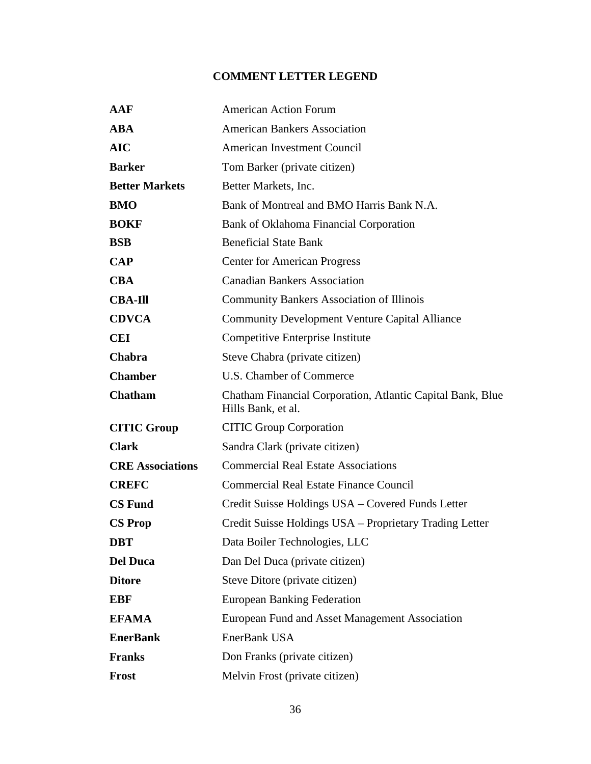## COMMENT LETTER LEGEND

| | |
|---|---|
| **AAF** | American Action Forum |
| **ABA** | American Bankers Association |
| **AIC** | American Investment Council |
| **Barker** | Tom Barker (private citizen) |
| **Better Markets** | Better Markets, Inc. |
| **BMO** | Bank of Montreal and BMO Harris Bank N.A. |
| **BOKF** | Bank of Oklahoma Financial Corporation |
| **BSB** | Beneficial State Bank |
| **CAP** | Center for American Progress |
| **CBA** | Canadian Bankers Association |
| **CBA-Ill** | Community Bankers Association of Illinois |
| **CDVCA** | Community Development Venture Capital Alliance |
| **CEI** | Competitive Enterprise Institute |
| **Chabra** | Steve Chabra (private citizen) |
| **Chamber** | U.S. Chamber of Commerce |
| **Chatham** | Chatham Financial Corporation, Atlantic Capital Bank, Blue Hills Bank, et al. |
| **CITIC Group** | CITIC Group Corporation |
| **Clark** | Sandra Clark (private citizen) |
| **CRE Associations** | Commercial Real Estate Associations |
| **CREFC** | Commercial Real Estate Finance Council |
| **CS Fund** | Credit Suisse Holdings USA – Covered Funds Letter |
| **CS Prop** | Credit Suisse Holdings USA – Proprietary Trading Letter |
| **DBT** | Data Boiler Technologies, LLC |
| **Del Duca** | Dan Del Duca (private citizen) |
| **Ditore** | Steve Ditore (private citizen) |
| **EBF** | European Banking Federation |
| **EFAMA** | European Fund and Asset Management Association |
| **EnerBank** | EnerBank USA |
| **Franks** | Don Franks (private citizen) |
| **Frost** | Melvin Frost (private citizen) |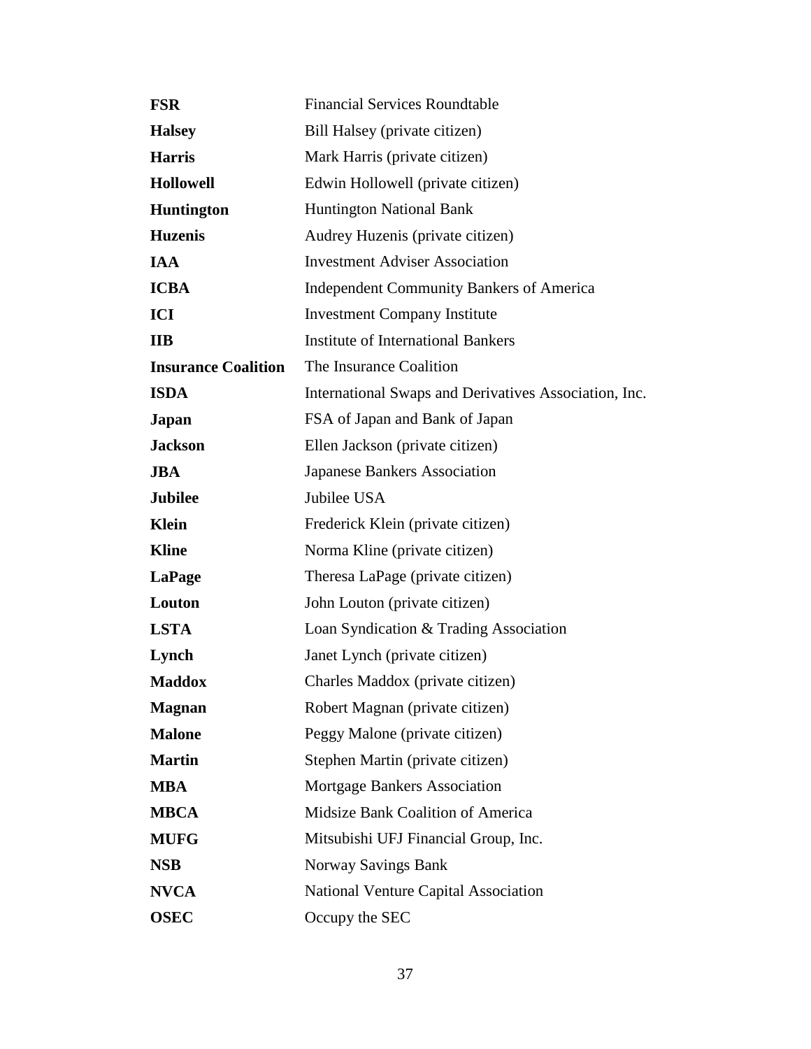| | |
|---|---|
| **FSR** | Financial Services Roundtable |
| **Halsey** | Bill Halsey (private citizen) |
| **Harris** | Mark Harris (private citizen) |
| **Hollowell** | Edwin Hollowell (private citizen) |
| **Huntington** | Huntington National Bank |
| **Huzenis** | Audrey Huzenis (private citizen) |
| **IAA** | Investment Adviser Association |
| **ICBA** | Independent Community Bankers of America |
| **ICI** | Investment Company Institute |
| **IIB** | Institute of International Bankers |
| **Insurance Coalition** | The Insurance Coalition |
| **ISDA** | International Swaps and Derivatives Association, Inc. |
| **Japan** | FSA of Japan and Bank of Japan |
| **Jackson** | Ellen Jackson (private citizen) |
| **JBA** | Japanese Bankers Association |
| **Jubilee** | Jubilee USA |
| **Klein** | Frederick Klein (private citizen) |
| **Kline** | Norma Kline (private citizen) |
| **LaPage** | Theresa LaPage (private citizen) |
| **Louton** | John Louton (private citizen) |
| **LSTA** | Loan Syndication & Trading Association |
| **Lynch** | Janet Lynch (private citizen) |
| **Maddox** | Charles Maddox (private citizen) |
| **Magnan** | Robert Magnan (private citizen) |
| **Malone** | Peggy Malone (private citizen) |
| **Martin** | Stephen Martin (private citizen) |
| **MBA** | Mortgage Bankers Association |
| **MBCA** | Midsize Bank Coalition of America |
| **MUFG** | Mitsubishi UFJ Financial Group, Inc. |
| **NSB** | Norway Savings Bank |
| **NVCA** | National Venture Capital Association |
| **OSEC** | Occupy the SEC |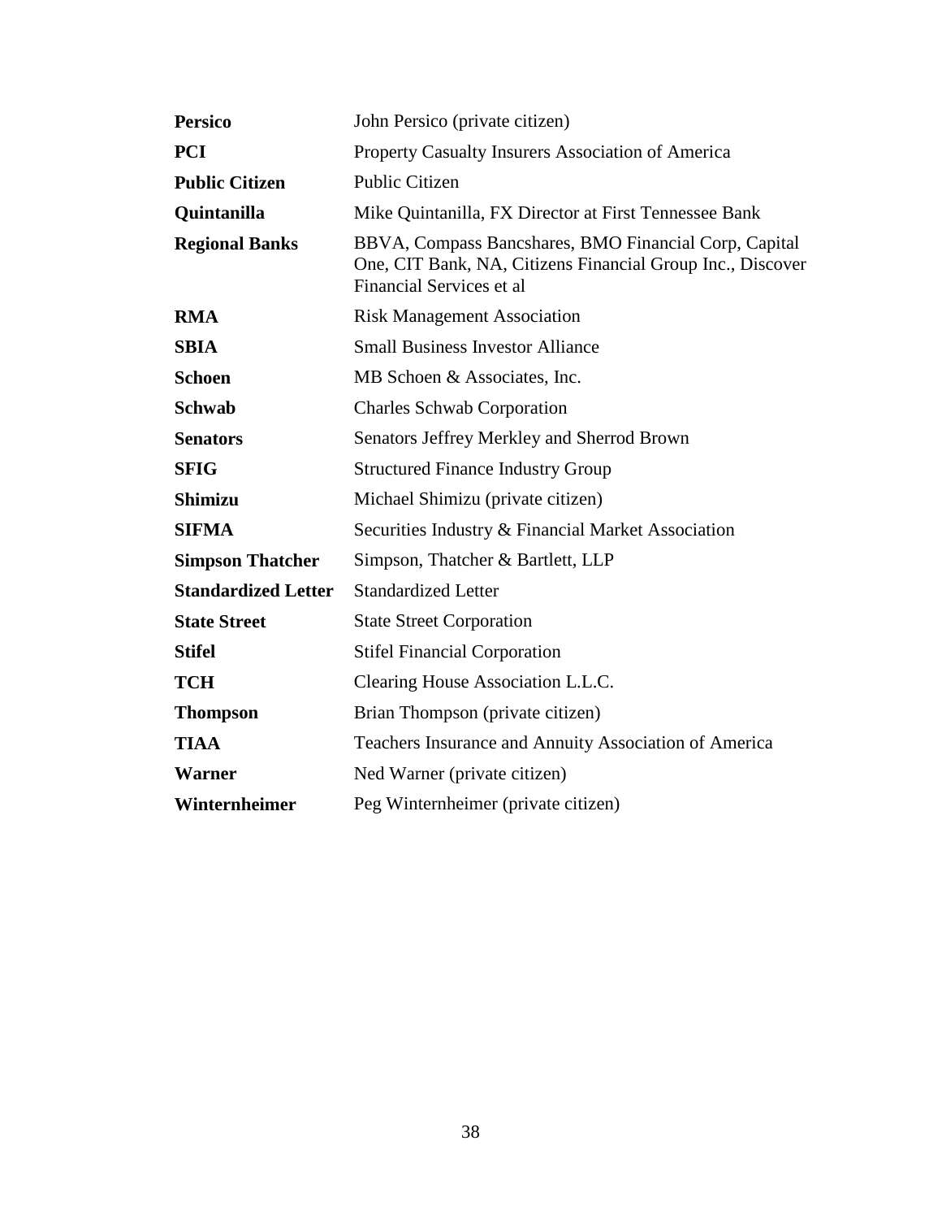| | |
|---|---|
| **Persico** | John Persico (private citizen) |
| **PCI** | Property Casualty Insurers Association of America |
| **Public Citizen** | Public Citizen |
| **Quintanilla** | Mike Quintanilla, FX Director at First Tennessee Bank |
| **Regional Banks** | BBVA, Compass Bancshares, BMO Financial Corp, Capital One, CIT Bank, NA, Citizens Financial Group Inc., Discover Financial Services et al |
| **RMA** | Risk Management Association |
| **SBIA** | Small Business Investor Alliance |
| **Schoen** | MB Schoen & Associates, Inc. |
| **Schwab** | Charles Schwab Corporation |
| **Senators** | Senators Jeffrey Merkley and Sherrod Brown |
| **SFIG** | Structured Finance Industry Group |
| **Shimizu** | Michael Shimizu (private citizen) |
| **SIFMA** | Securities Industry & Financial Market Association |
| **Simpson Thatcher** | Simpson, Thatcher & Bartlett, LLP |
| **Standardized Letter** | Standardized Letter |
| **State Street** | State Street Corporation |
| **Stifel** | Stifel Financial Corporation |
| **TCH** | Clearing House Association L.L.C. |
| **Thompson** | Brian Thompson (private citizen) |
| **TIAA** | Teachers Insurance and Annuity Association of America |
| **Warner** | Ned Warner (private citizen) |
| **Winternheimer** | Peg Winternheimer (private citizen) |